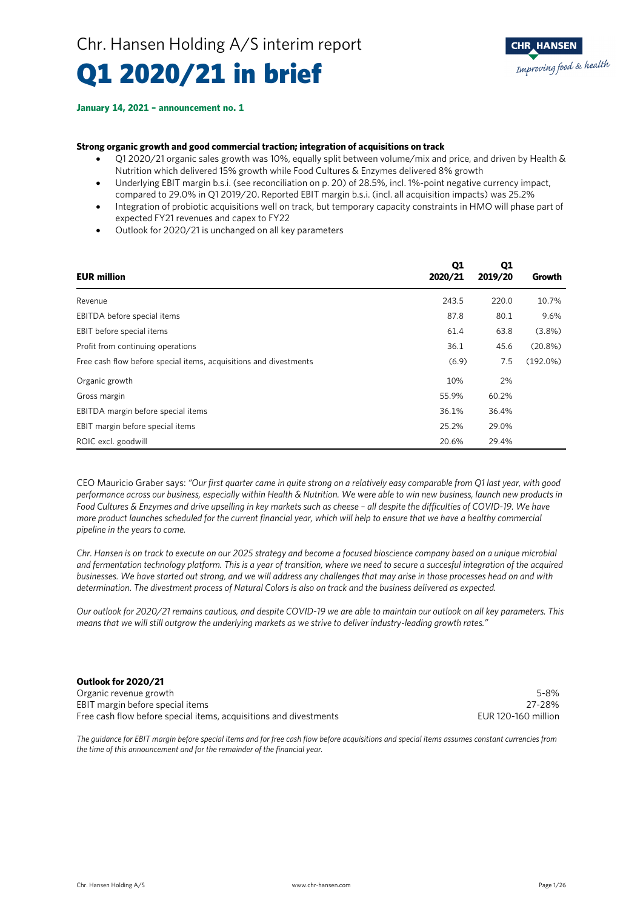# Chr. Hansen Holding A/S interim report

# Q1 2020/21 in brief

**January 14, 2021 – announcement no. 1**

**Strong organic growth and good commercial traction; integration of acquisitions on track**

- Q1 2020/21 organic sales growth was 10%, equally split between volume/mix and price, and driven by Health & Nutrition which delivered 15% growth while Food Cultures & Enzymes delivered 8% growth
- Underlying EBIT margin b.s.i. (see reconciliation on p. 20) of 28.5%, incl. 1%-point negative currency impact, compared to 29.0% in Q1 2019/20. Reported EBIT margin b.s.i. (incl. all acquisition impacts) was 25.2%
- Integration of probiotic acquisitions well on track, but temporary capacity constraints in HMO will phase part of expected FY21 revenues and capex to FY22
- Outlook for 2020/21 is unchanged on all key parameters

| EUR million | Q1 2020/21 | Q1 2019/20 | Growth |
|---|---|---|---|
| Revenue | 243.5 | 220.0 | 10.7% |
| EBITDA before special items | 87.8 | 80.1 | 9.6% |
| EBIT before special items | 61.4 | 63.8 | (3.8%) |
| Profit from continuing operations | 36.1 | 45.6 | (20.8%) |
| Free cash flow before special items, acquisitions and divestments | (6.9) | 7.5 | (192.0%) |
| Organic growth | 10% | 2% | |
| Gross margin | 55.9% | 60.2% | |
| EBITDA margin before special items | 36.1% | 36.4% | |
| EBIT margin before special items | 25.2% | 29.0% | |
| ROIC excl. goodwill | 20.6% | 29.4% | |

CEO Mauricio Graber says: *"Our first quarter came in quite strong on a relatively easy comparable from Q1 last year, with good performance across our business, especially within Health & Nutrition. We were able to win new business, launch new products in Food Cultures & Enzymes and drive upselling in key markets such as cheese – all despite the difficulties of COVID-19. We have more product launches scheduled for the current financial year, which will help to ensure that we have a healthy commercial pipeline in the years to come.*

*Chr. Hansen is on track to execute on our 2025 strategy and become a focused bioscience company based on a unique microbial and fermentation technology platform. This is a year of transition, where we need to secure a succesful integration of the acquired businesses. We have started out strong, and we will address any challenges that may arise in those processes head on and with determination. The divestment process of Natural Colors is also on track and the business delivered as expected.*

*Our outlook for 2020/21 remains cautious, and despite COVID-19 we are able to maintain our outlook on all key parameters. This means that we will still outgrow the underlying markets as we strive to deliver industry-leading growth rates."*

**Outlook for 2020/21**

| | |
|---|---|
| Organic revenue growth | 5-8% |
| EBIT margin before special items | 27-28% |
| Free cash flow before special items, acquisitions and divestments | EUR 120-160 million |

*The guidance for EBIT margin before special items and for free cash flow before acquisitions and special items assumes constant currencies from the time of this announcement and for the remainder of the financial year.*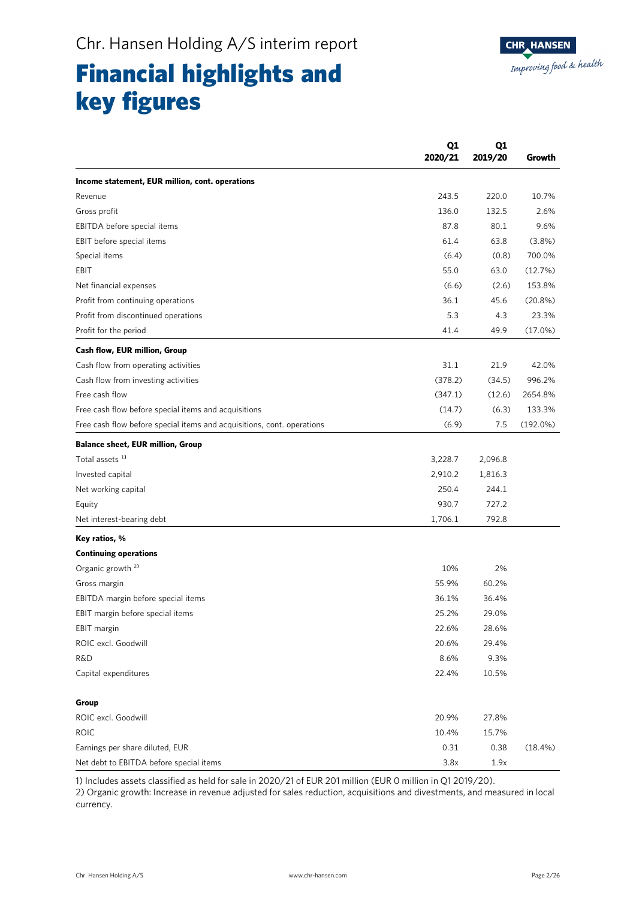# Chr. Hansen Holding A/S interim report

# Financial highlights and key figures

| | Q1 2020/21 | Q1 2019/20 | Growth |
|---|---|---|---|
| **Income statement, EUR million, cont. operations** | | | |
| Revenue | 243.5 | 220.0 | 10.7% |
| Gross profit | 136.0 | 132.5 | 2.6% |
| EBITDA before special items | 87.8 | 80.1 | 9.6% |
| EBIT before special items | 61.4 | 63.8 | (3.8%) |
| Special items | (6.4) | (0.8) | 700.0% |
| EBIT | 55.0 | 63.0 | (12.7%) |
| Net financial expenses | (6.6) | (2.6) | 153.8% |
| Profit from continuing operations | 36.1 | 45.6 | (20.8%) |
| Profit from discontinued operations | 5.3 | 4.3 | 23.3% |
| Profit for the period | 41.4 | 49.9 | (17.0%) |
| **Cash flow, EUR million, Group** | | | |
| Cash flow from operating activities | 31.1 | 21.9 | 42.0% |
| Cash flow from investing activities | (378.2) | (34.5) | 996.2% |
| Free cash flow | (347.1) | (12.6) | 2654.8% |
| Free cash flow before special items and acquisitions | (14.7) | (6.3) | 133.3% |
| Free cash flow before special items and acquisitions, cont. operations | (6.9) | 7.5 | (192.0%) |
| **Balance sheet, EUR million, Group** | | | |
| Total assets [1] | 3,228.7 | 2,096.8 | |
| Invested capital | 2,910.2 | 1,816.3 | |
| Net working capital | 250.4 | 244.1 | |
| Equity | 930.7 | 727.2 | |
| Net interest-bearing debt | 1,706.1 | 792.8 | |
| **Key ratios, %** | | | |
| **Continuing operations** | | | |
| Organic growth [2] | 10% | 2% | |
| Gross margin | 55.9% | 60.2% | |
| EBITDA margin before special items | 36.1% | 36.4% | |
| EBIT margin before special items | 25.2% | 29.0% | |
| EBIT margin | 22.6% | 28.6% | |
| ROIC excl. Goodwill | 20.6% | 29.4% | |
| R&D | 8.6% | 9.3% | |
| Capital expenditures | 22.4% | 10.5% | |
| **Group** | | | |
| ROIC excl. Goodwill | 20.9% | 27.8% | |
| ROIC | 10.4% | 15.7% | |
| Earnings per share diluted, EUR | 0.31 | 0.38 | (18.4%) |
| Net debt to EBITDA before special items | 3.8x | 1.9x | |

1) Includes assets classified as held for sale in 2020/21 of EUR 201 million (EUR 0 million in Q1 2019/20).

2) Organic growth: Increase in revenue adjusted for sales reduction, acquisitions and divestments, and measured in local currency.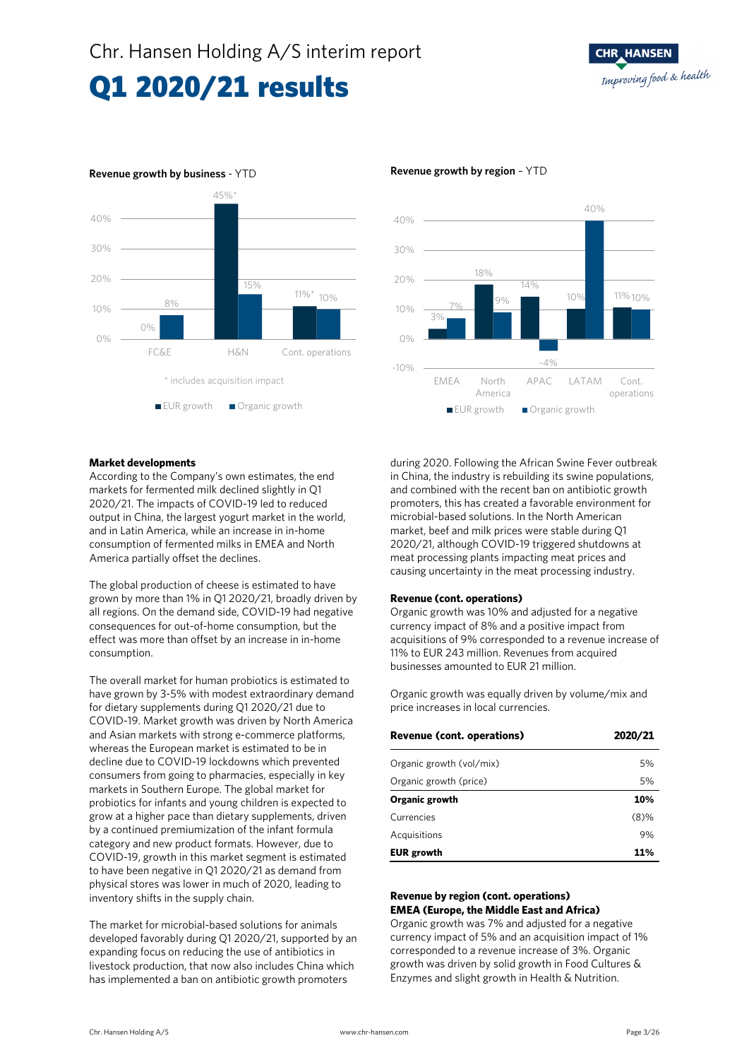# Chr. Hansen Holding A/S interim report

# Q1 2020/21 results

**Revenue growth by business** - YTD

| | EUR growth | Organic growth |
|---|---|---|
| FC&E | 0% | 8% |
| H&N | 45%* | 15% |
| Cont. operations | 11%* | 10% |

\* includes acquisition impact

**Revenue growth by region** – YTD

| | EUR growth | Organic growth |
|---|---|---|
| EMEA | 3% | 7% |
| North America | 18% | 9% |
| APAC | 14% | -4% |
| LATAM | 10% | 40% |
| Cont. operations | 11% | 10% |

**Market developments**

According to the Company's own estimates, the end markets for fermented milk declined slightly in Q1 2020/21. The impacts of COVID-19 led to reduced output in China, the largest yogurt market in the world, and in Latin America, while an increase in in-home consumption of fermented milks in EMEA and North America partially offset the declines.

The global production of cheese is estimated to have grown by more than 1% in Q1 2020/21, broadly driven by all regions. On the demand side, COVID-19 had negative consequences for out-of-home consumption, but the effect was more than offset by an increase in in-home consumption.

The overall market for human probiotics is estimated to have grown by 3-5% with modest extraordinary demand for dietary supplements during Q1 2020/21 due to COVID-19. Market growth was driven by North America and Asian markets with strong e-commerce platforms, whereas the European market is estimated to be in decline due to COVID-19 lockdowns which prevented consumers from going to pharmacies, especially in key markets in Southern Europe. The global market for probiotics for infants and young children is expected to grow at a higher pace than dietary supplements, driven by a continued premiumization of the infant formula category and new product formats. However, due to COVID-19, growth in this market segment is estimated to have been negative in Q1 2020/21 as demand from physical stores was lower in much of 2020, leading to inventory shifts in the supply chain.

The market for microbial-based solutions for animals developed favorably during Q1 2020/21, supported by an expanding focus on reducing the use of antibiotics in livestock production, that now also includes China which has implemented a ban on antibiotic growth promoters during 2020. Following the African Swine Fever outbreak in China, the industry is rebuilding its swine populations, and combined with the recent ban on antibiotic growth promoters, this has created a favorable environment for microbial-based solutions. In the North American market, beef and milk prices were stable during Q1 2020/21, although COVID-19 triggered shutdowns at meat processing plants impacting meat prices and causing uncertainty in the meat processing industry.

**Revenue (cont. operations)**

Organic growth was 10% and adjusted for a negative currency impact of 8% and a positive impact from acquisitions of 9% corresponded to a revenue increase of 11% to EUR 243 million. Revenues from acquired businesses amounted to EUR 21 million.

Organic growth was equally driven by volume/mix and price increases in local currencies.

| Revenue (cont. operations) | 2020/21 |
|---|---|
| Organic growth (vol/mix) | 5% |
| Organic growth (price) | 5% |
| **Organic growth** | **10%** |
| Currencies | (8)% |
| Acquisitions | 9% |
| **EUR growth** | **11%** |

**Revenue by region (cont. operations)**
**EMEA (Europe, the Middle East and Africa)**

Organic growth was 7% and adjusted for a negative currency impact of 5% and an acquisition impact of 1% corresponded to a revenue increase of 3%. Organic growth was driven by solid growth in Food Cultures & Enzymes and slight growth in Health & Nutrition.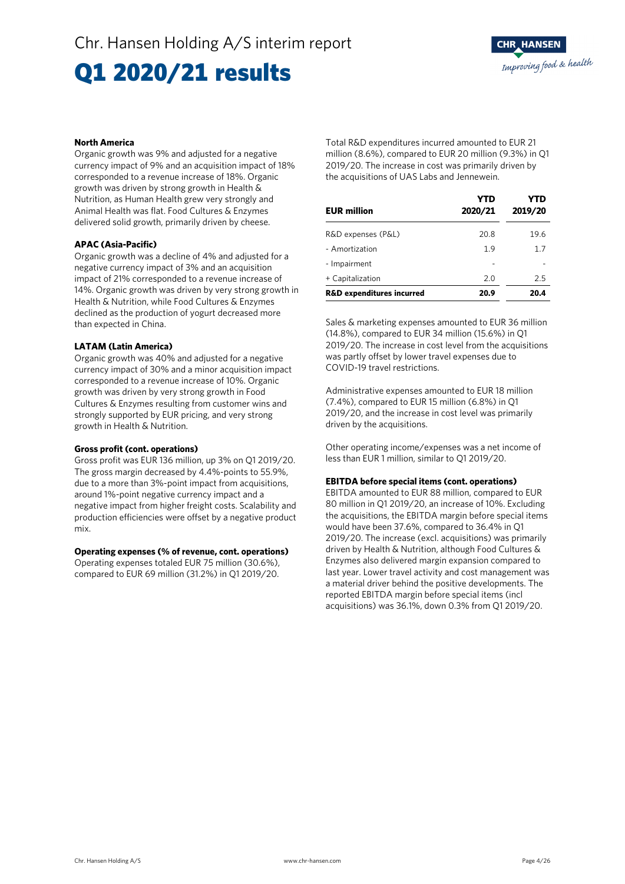**North America**
Organic growth was 9% and adjusted for a negative currency impact of 9% and an acquisition impact of 18% corresponded to a revenue increase of 18%. Organic growth was driven by strong growth in Health & Nutrition, as Human Health grew very strongly and Animal Health was flat. Food Cultures & Enzymes delivered solid growth, primarily driven by cheese.

**APAC (Asia-Pacific)**
Organic growth was a decline of 4% and adjusted for a negative currency impact of 3% and an acquisition impact of 21% corresponded to a revenue increase of 14%. Organic growth was driven by very strong growth in Health & Nutrition, while Food Cultures & Enzymes declined as the production of yogurt decreased more than expected in China.

**LATAM (Latin America)**
Organic growth was 40% and adjusted for a negative currency impact of 30% and a minor acquisition impact corresponded to a revenue increase of 10%. Organic growth was driven by very strong growth in Food Cultures & Enzymes resulting from customer wins and strongly supported by EUR pricing, and very strong growth in Health & Nutrition.

**Gross profit (cont. operations)**
Gross profit was EUR 136 million, up 3% on Q1 2019/20. The gross margin decreased by 4.4%-points to 55.9%, due to a more than 3%-point impact from acquisitions, around 1%-point negative currency impact and a negative impact from higher freight costs. Scalability and production efficiencies were offset by a negative product mix.

**Operating expenses (% of revenue, cont. operations)**
Operating expenses totaled EUR 75 million (30.6%), compared to EUR 69 million (31.2%) in Q1 2019/20.

Total R&D expenditures incurred amounted to EUR 21 million (8.6%), compared to EUR 20 million (9.3%) in Q1 2019/20. The increase in cost was primarily driven by the acquisitions of UAS Labs and Jennewein.

| EUR million | YTD 2020/21 | YTD 2019/20 |
|---|---|---|
| R&D expenses (P&L) | 20.8 | 19.6 |
| - Amortization | 1.9 | 1.7 |
| - Impairment | - | - |
| + Capitalization | 2.0 | 2.5 |
| **R&D expenditures incurred** | **20.9** | **20.4** |

Sales & marketing expenses amounted to EUR 36 million (14.8%), compared to EUR 34 million (15.6%) in Q1 2019/20. The increase in cost level from the acquisitions was partly offset by lower travel expenses due to COVID-19 travel restrictions.

Administrative expenses amounted to EUR 18 million (7.4%), compared to EUR 15 million (6.8%) in Q1 2019/20, and the increase in cost level was primarily driven by the acquisitions.

Other operating income/expenses was a net income of less than EUR 1 million, similar to Q1 2019/20.

**EBITDA before special items (cont. operations)**
EBITDA amounted to EUR 88 million, compared to EUR 80 million in Q1 2019/20, an increase of 10%. Excluding the acquisitions, the EBITDA margin before special items would have been 37.6%, compared to 36.4% in Q1 2019/20. The increase (excl. acquisitions) was primarily driven by Health & Nutrition, although Food Cultures & Enzymes also delivered margin expansion compared to last year. Lower travel activity and cost management was a material driver behind the positive developments. The reported EBITDA margin before special items (incl acquisitions) was 36.1%, down 0.3% from Q1 2019/20.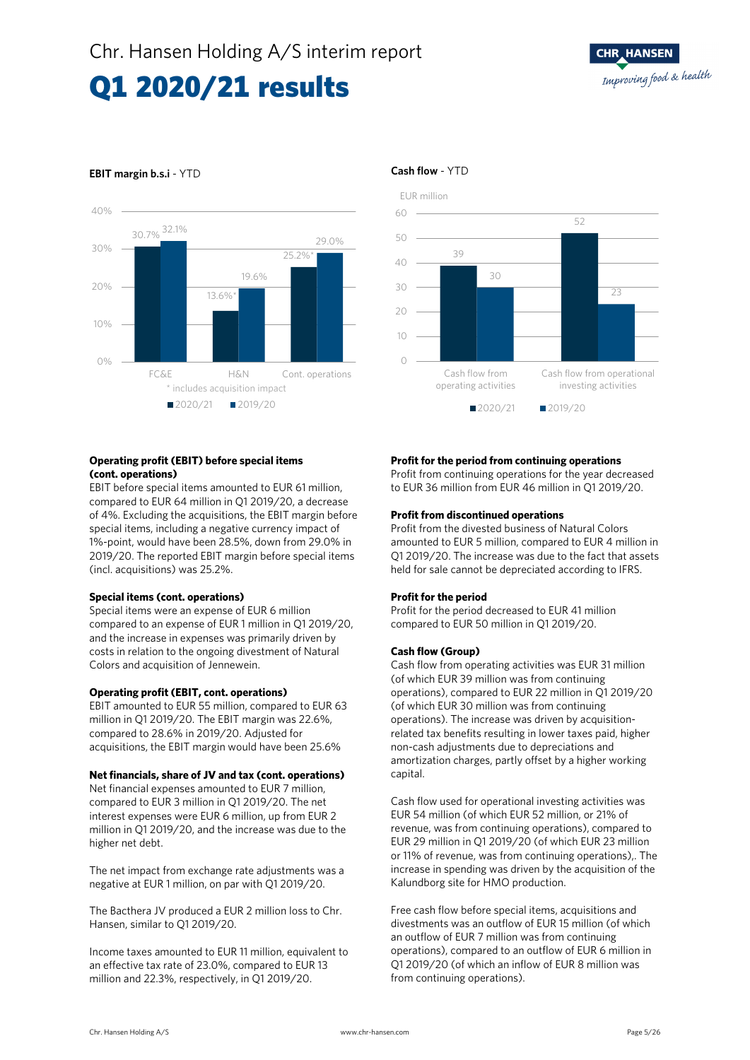# Chr. Hansen Holding A/S interim report

# Q1 2020/21 results

**EBIT margin b.s.i** - YTD

| | 2020/21 | 2019/20 |
|---|---|---|
| FC&E | 30.7% | 32.1% |
| H&N | 13.6%* | 19.6% |
| Cont. operations | 25.2%* | 29.0% |

\* includes acquisition impact

**Cash flow** - YTD

EUR million

| | 2020/21 | 2019/20 |
|---|---|---|
| Cash flow from operating activities | 39 | 30 |
| Cash flow from operational investing activities | 52 | 23 |

**Operating profit (EBIT) before special items (cont. operations)**
EBIT before special items amounted to EUR 61 million, compared to EUR 64 million in Q1 2019/20, a decrease of 4%. Excluding the acquisitions, the EBIT margin before special items, including a negative currency impact of 1%-point, would have been 28.5%, down from 29.0% in 2019/20. The reported EBIT margin before special items (incl. acquisitions) was 25.2%.

**Special items (cont. operations)**
Special items were an expense of EUR 6 million compared to an expense of EUR 1 million in Q1 2019/20, and the increase in expenses was primarily driven by costs in relation to the ongoing divestment of Natural Colors and acquisition of Jennewein.

**Operating profit (EBIT, cont. operations)**
EBIT amounted to EUR 55 million, compared to EUR 63 million in Q1 2019/20. The EBIT margin was 22.6%, compared to 28.6% in 2019/20. Adjusted for acquisitions, the EBIT margin would have been 25.6%

**Net financials, share of JV and tax (cont. operations)**
Net financial expenses amounted to EUR 7 million, compared to EUR 3 million in Q1 2019/20. The net interest expenses were EUR 6 million, up from EUR 2 million in Q1 2019/20, and the increase was due to the higher net debt.

The net impact from exchange rate adjustments was a negative at EUR 1 million, on par with Q1 2019/20.

The Bacthera JV produced a EUR 2 million loss to Chr. Hansen, similar to Q1 2019/20.

Income taxes amounted to EUR 11 million, equivalent to an effective tax rate of 23.0%, compared to EUR 13 million and 22.3%, respectively, in Q1 2019/20.

**Profit for the period from continuing operations**
Profit from continuing operations for the year decreased to EUR 36 million from EUR 46 million in Q1 2019/20.

**Profit from discontinued operations**
Profit from the divested business of Natural Colors amounted to EUR 5 million, compared to EUR 4 million in Q1 2019/20. The increase was due to the fact that assets held for sale cannot be depreciated according to IFRS.

**Profit for the period**
Profit for the period decreased to EUR 41 million compared to EUR 50 million in Q1 2019/20.

**Cash flow (Group)**
Cash flow from operating activities was EUR 31 million (of which EUR 39 million was from continuing operations), compared to EUR 22 million in Q1 2019/20 (of which EUR 30 million was from continuing operations). The increase was driven by acquisition-related tax benefits resulting in lower taxes paid, higher non-cash adjustments due to depreciations and amortization charges, partly offset by a higher working capital.

Cash flow used for operational investing activities was EUR 54 million (of which EUR 52 million, or 21% of revenue, was from continuing operations), compared to EUR 29 million in Q1 2019/20 (of which EUR 23 million or 11% of revenue, was from continuing operations),. The increase in spending was driven by the acquisition of the Kalundborg site for HMO production.

Free cash flow before special items, acquisitions and divestments was an outflow of EUR 15 million (of which an outflow of EUR 7 million was from continuing operations), compared to an outflow of EUR 6 million in Q1 2019/20 (of which an inflow of EUR 8 million was from continuing operations).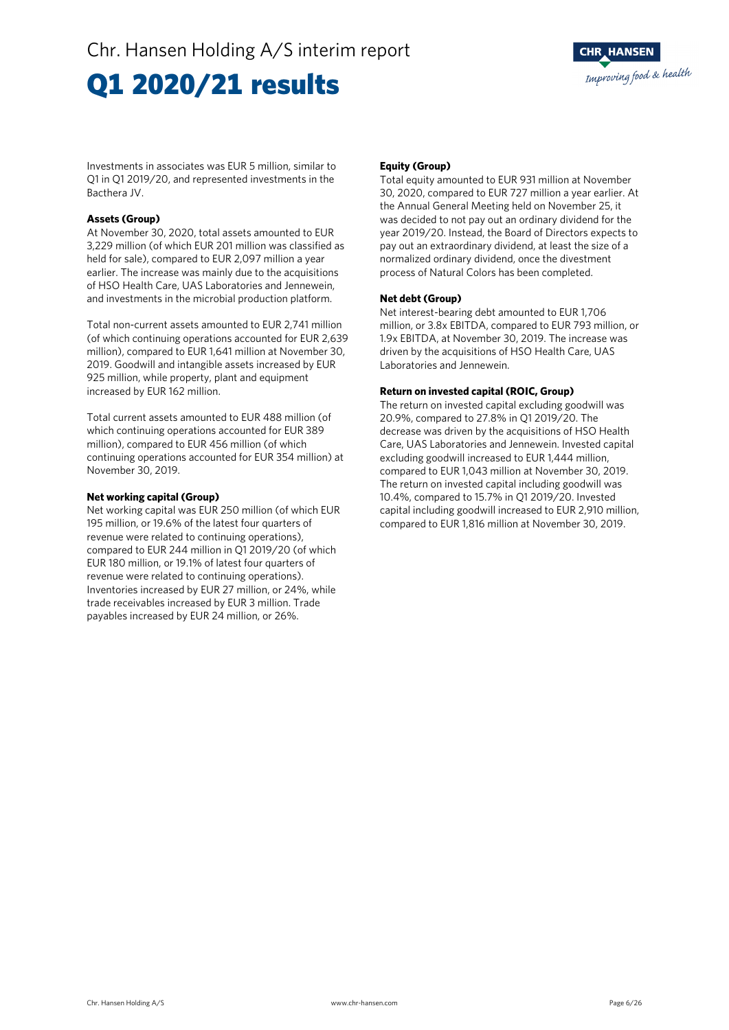Investments in associates was EUR 5 million, similar to Q1 in Q1 2019/20, and represented investments in the Bacthera JV.

**Assets (Group)**

At November 30, 2020, total assets amounted to EUR 3,229 million (of which EUR 201 million was classified as held for sale), compared to EUR 2,097 million a year earlier. The increase was mainly due to the acquisitions of HSO Health Care, UAS Laboratories and Jennewein, and investments in the microbial production platform.

Total non-current assets amounted to EUR 2,741 million (of which continuing operations accounted for EUR 2,639 million), compared to EUR 1,641 million at November 30, 2019. Goodwill and intangible assets increased by EUR 925 million, while property, plant and equipment increased by EUR 162 million.

Total current assets amounted to EUR 488 million (of which continuing operations accounted for EUR 389 million), compared to EUR 456 million (of which continuing operations accounted for EUR 354 million) at November 30, 2019.

**Net working capital (Group)**

Net working capital was EUR 250 million (of which EUR 195 million, or 19.6% of the latest four quarters of revenue were related to continuing operations), compared to EUR 244 million in Q1 2019/20 (of which EUR 180 million, or 19.1% of latest four quarters of revenue were related to continuing operations). Inventories increased by EUR 27 million, or 24%, while trade receivables increased by EUR 3 million. Trade payables increased by EUR 24 million, or 26%.

**Equity (Group)**

Total equity amounted to EUR 931 million at November 30, 2020, compared to EUR 727 million a year earlier. At the Annual General Meeting held on November 25, it was decided to not pay out an ordinary dividend for the year 2019/20. Instead, the Board of Directors expects to pay out an extraordinary dividend, at least the size of a normalized ordinary dividend, once the divestment process of Natural Colors has been completed.

**Net debt (Group)**

Net interest-bearing debt amounted to EUR 1,706 million, or 3.8x EBITDA, compared to EUR 793 million, or 1.9x EBITDA, at November 30, 2019. The increase was driven by the acquisitions of HSO Health Care, UAS Laboratories and Jennewein.

**Return on invested capital (ROIC, Group)**

The return on invested capital excluding goodwill was 20.9%, compared to 27.8% in Q1 2019/20. The decrease was driven by the acquisitions of HSO Health Care, UAS Laboratories and Jennewein. Invested capital excluding goodwill increased to EUR 1,444 million, compared to EUR 1,043 million at November 30, 2019. The return on invested capital including goodwill was 10.4%, compared to 15.7% in Q1 2019/20. Invested capital including goodwill increased to EUR 2,910 million, compared to EUR 1,816 million at November 30, 2019.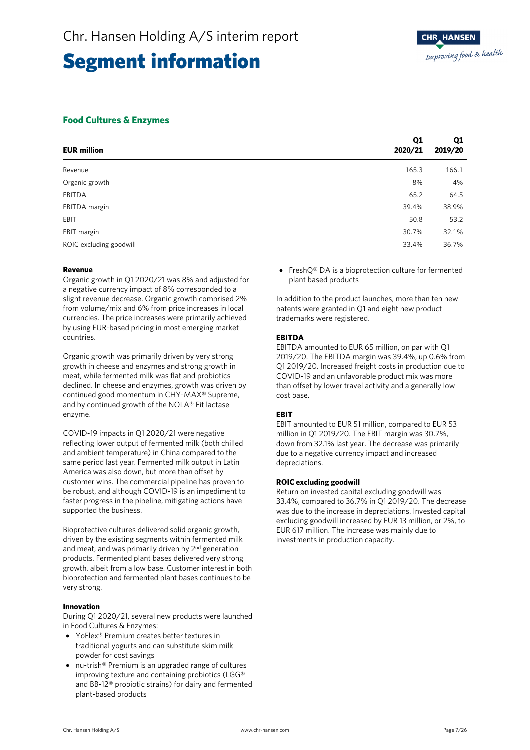# Segment information

## Food Cultures & Enzymes

| EUR million | Q1 2020/21 | Q1 2019/20 |
|---|---|---|
| Revenue | 165.3 | 166.1 |
| Organic growth | 8% | 4% |
| EBITDA | 65.2 | 64.5 |
| EBITDA margin | 39.4% | 38.9% |
| EBIT | 50.8 | 53.2 |
| EBIT margin | 30.7% | 32.1% |
| ROIC excluding goodwill | 33.4% | 36.7% |

**Revenue**

Organic growth in Q1 2020/21 was 8% and adjusted for a negative currency impact of 8% corresponded to a slight revenue decrease. Organic growth comprised 2% from volume/mix and 6% from price increases in local currencies. The price increases were primarily achieved by using EUR-based pricing in most emerging market countries.

Organic growth was primarily driven by very strong growth in cheese and enzymes and strong growth in meat, while fermented milk was flat and probiotics declined. In cheese and enzymes, growth was driven by continued good momentum in CHY-MAX® Supreme, and by continued growth of the NOLA® Fit lactase enzyme.

COVID-19 impacts in Q1 2020/21 were negative reflecting lower output of fermented milk (both chilled and ambient temperature) in China compared to the same period last year. Fermented milk output in Latin America was also down, but more than offset by customer wins. The commercial pipeline has proven to be robust, and although COVID-19 is an impediment to faster progress in the pipeline, mitigating actions have supported the business.

Bioprotective cultures delivered solid organic growth, driven by the existing segments within fermented milk and meat, and was primarily driven by 2nd generation products. Fermented plant bases delivered very strong growth, albeit from a low base. Customer interest in both bioprotection and fermented plant bases continues to be very strong.

**Innovation**

During Q1 2020/21, several new products were launched in Food Cultures & Enzymes:

- YoFlex® Premium creates better textures in traditional yogurts and can substitute skim milk powder for cost savings
- nu-trish® Premium is an upgraded range of cultures improving texture and containing probiotics (LGG® and BB-12® probiotic strains) for dairy and fermented plant-based products
- FreshQ® DA is a bioprotection culture for fermented plant based products

In addition to the product launches, more than ten new patents were granted in Q1 and eight new product trademarks were registered.

**EBITDA**

EBITDA amounted to EUR 65 million, on par with Q1 2019/20. The EBITDA margin was 39.4%, up 0.6% from Q1 2019/20. Increased freight costs in production due to COVID-19 and an unfavorable product mix was more than offset by lower travel activity and a generally low cost base.

**EBIT**

EBIT amounted to EUR 51 million, compared to EUR 53 million in Q1 2019/20. The EBIT margin was 30.7%, down from 32.1% last year. The decrease was primarily due to a negative currency impact and increased depreciations.

**ROIC excluding goodwill**

Return on invested capital excluding goodwill was 33.4%, compared to 36.7% in Q1 2019/20. The decrease was due to the increase in depreciations. Invested capital excluding goodwill increased by EUR 13 million, or 2%, to EUR 617 million. The increase was mainly due to investments in production capacity.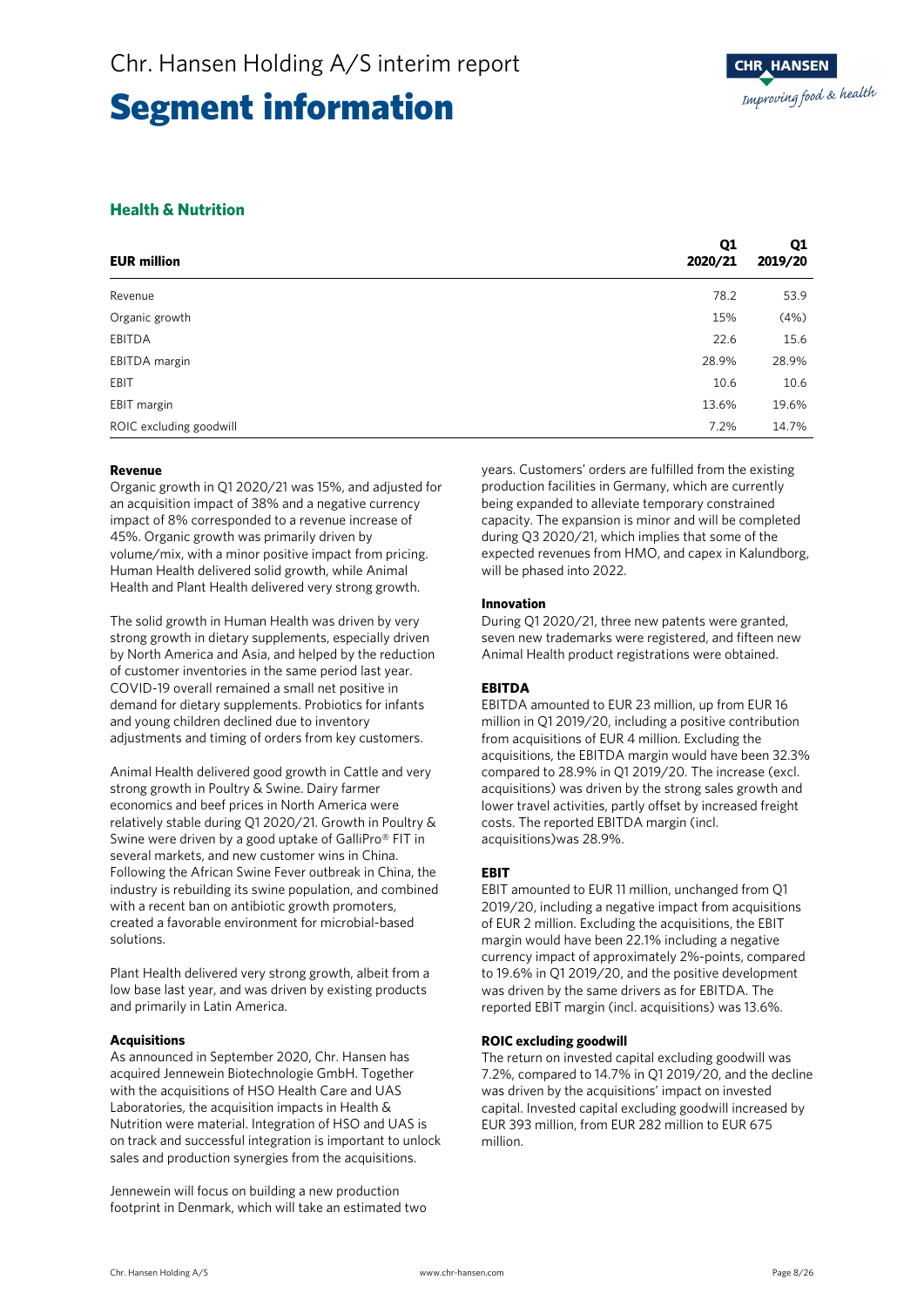# Segment information

## Health & Nutrition

| EUR million | Q1 2020/21 | Q1 2019/20 |
|---|---|---|
| Revenue | 78.2 | 53.9 |
| Organic growth | 15% | (4%) |
| EBITDA | 22.6 | 15.6 |
| EBITDA margin | 28.9% | 28.9% |
| EBIT | 10.6 | 10.6 |
| EBIT margin | 13.6% | 19.6% |
| ROIC excluding goodwill | 7.2% | 14.7% |

**Revenue**
Organic growth in Q1 2020/21 was 15%, and adjusted for an acquisition impact of 38% and a negative currency impact of 8% corresponded to a revenue increase of 45%. Organic growth was primarily driven by volume/mix, with a minor positive impact from pricing. Human Health delivered solid growth, while Animal Health and Plant Health delivered very strong growth.

The solid growth in Human Health was driven by very strong growth in dietary supplements, especially driven by North America and Asia, and helped by the reduction of customer inventories in the same period last year. COVID-19 overall remained a small net positive in demand for dietary supplements. Probiotics for infants and young children declined due to inventory adjustments and timing of orders from key customers.

Animal Health delivered good growth in Cattle and very strong growth in Poultry & Swine. Dairy farmer economics and beef prices in North America were relatively stable during Q1 2020/21. Growth in Poultry & Swine were driven by a good uptake of GalliPro® FIT in several markets, and new customer wins in China. Following the African Swine Fever outbreak in China, the industry is rebuilding its swine population, and combined with a recent ban on antibiotic growth promoters, created a favorable environment for microbial-based solutions.

Plant Health delivered very strong growth, albeit from a low base last year, and was driven by existing products and primarily in Latin America.

**Acquisitions**
As announced in September 2020, Chr. Hansen has acquired Jennewein Biotechnologie GmbH. Together with the acquisitions of HSO Health Care and UAS Laboratories, the acquisition impacts in Health & Nutrition were material. Integration of HSO and UAS is on track and successful integration is important to unlock sales and production synergies from the acquisitions.

Jennewein will focus on building a new production footprint in Denmark, which will take an estimated two years. Customers' orders are fulfilled from the existing production facilities in Germany, which are currently being expanded to alleviate temporary constrained capacity. The expansion is minor and will be completed during Q3 2020/21, which implies that some of the expected revenues from HMO, and capex in Kalundborg, will be phased into 2022.

**Innovation**
During Q1 2020/21, three new patents were granted, seven new trademarks were registered, and fifteen new Animal Health product registrations were obtained.

**EBITDA**
EBITDA amounted to EUR 23 million, up from EUR 16 million in Q1 2019/20, including a positive contribution from acquisitions of EUR 4 million. Excluding the acquisitions, the EBITDA margin would have been 32.3% compared to 28.9% in Q1 2019/20. The increase (excl. acquisitions) was driven by the strong sales growth and lower travel activities, partly offset by increased freight costs. The reported EBITDA margin (incl. acquisitions)was 28.9%.

**EBIT**
EBIT amounted to EUR 11 million, unchanged from Q1 2019/20, including a negative impact from acquisitions of EUR 2 million. Excluding the acquisitions, the EBIT margin would have been 22.1% including a negative currency impact of approximately 2%-points, compared to 19.6% in Q1 2019/20, and the positive development was driven by the same drivers as for EBITDA. The reported EBIT margin (incl. acquisitions) was 13.6%.

**ROIC excluding goodwill**
The return on invested capital excluding goodwill was 7.2%, compared to 14.7% in Q1 2019/20, and the decline was driven by the acquisitions' impact on invested capital. Invested capital excluding goodwill increased by EUR 393 million, from EUR 282 million to EUR 675 million.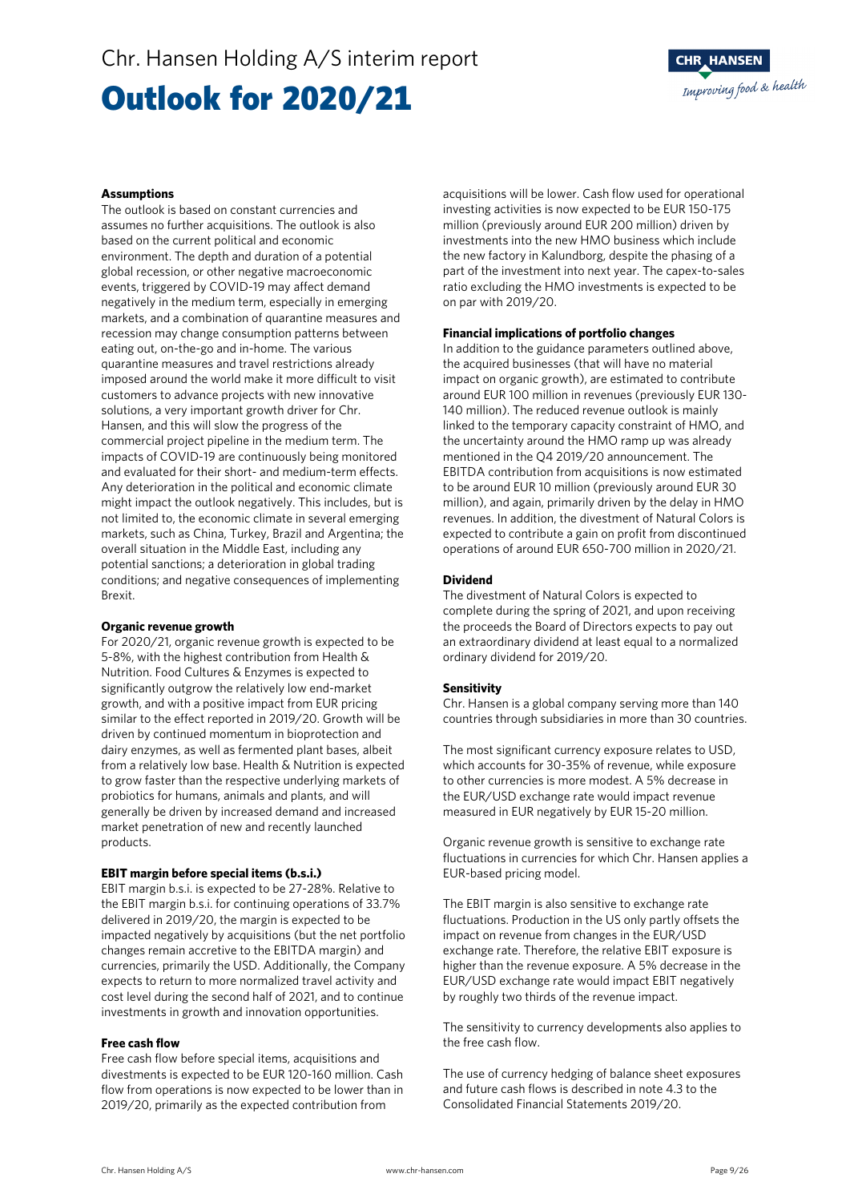# Outlook for 2020/21

**Assumptions**

The outlook is based on constant currencies and assumes no further acquisitions. The outlook is also based on the current political and economic environment. The depth and duration of a potential global recession, or other negative macroeconomic events, triggered by COVID-19 may affect demand negatively in the medium term, especially in emerging markets, and a combination of quarantine measures and recession may change consumption patterns between eating out, on-the-go and in-home. The various quarantine measures and travel restrictions already imposed around the world make it more difficult to visit customers to advance projects with new innovative solutions, a very important growth driver for Chr. Hansen, and this will slow the progress of the commercial project pipeline in the medium term. The impacts of COVID-19 are continuously being monitored and evaluated for their short- and medium-term effects. Any deterioration in the political and economic climate might impact the outlook negatively. This includes, but is not limited to, the economic climate in several emerging markets, such as China, Turkey, Brazil and Argentina; the overall situation in the Middle East, including any potential sanctions; a deterioration in global trading conditions; and negative consequences of implementing Brexit.

**Organic revenue growth**

For 2020/21, organic revenue growth is expected to be 5-8%, with the highest contribution from Health & Nutrition. Food Cultures & Enzymes is expected to significantly outgrow the relatively low end-market growth, and with a positive impact from EUR pricing similar to the effect reported in 2019/20. Growth will be driven by continued momentum in bioprotection and dairy enzymes, as well as fermented plant bases, albeit from a relatively low base. Health & Nutrition is expected to grow faster than the respective underlying markets of probiotics for humans, animals and plants, and will generally be driven by increased demand and increased market penetration of new and recently launched products.

**EBIT margin before special items (b.s.i.)**

EBIT margin b.s.i. is expected to be 27-28%. Relative to the EBIT margin b.s.i. for continuing operations of 33.7% delivered in 2019/20, the margin is expected to be impacted negatively by acquisitions (but the net portfolio changes remain accretive to the EBITDA margin) and currencies, primarily the USD. Additionally, the Company expects to return to more normalized travel activity and cost level during the second half of 2021, and to continue investments in growth and innovation opportunities.

**Free cash flow**

Free cash flow before special items, acquisitions and divestments is expected to be EUR 120-160 million. Cash flow from operations is now expected to be lower than in 2019/20, primarily as the expected contribution from acquisitions will be lower. Cash flow used for operational investing activities is now expected to be EUR 150-175 million (previously around EUR 200 million) driven by investments into the new HMO business which include the new factory in Kalundborg, despite the phasing of a part of the investment into next year. The capex-to-sales ratio excluding the HMO investments is expected to be on par with 2019/20.

**Financial implications of portfolio changes**

In addition to the guidance parameters outlined above, the acquired businesses (that will have no material impact on organic growth), are estimated to contribute around EUR 100 million in revenues (previously EUR 130-140 million). The reduced revenue outlook is mainly linked to the temporary capacity constraint of HMO, and the uncertainty around the HMO ramp up was already mentioned in the Q4 2019/20 announcement. The EBITDA contribution from acquisitions is now estimated to be around EUR 10 million (previously around EUR 30 million), and again, primarily driven by the delay in HMO revenues. In addition, the divestment of Natural Colors is expected to contribute a gain on profit from discontinued operations of around EUR 650-700 million in 2020/21.

**Dividend**

The divestment of Natural Colors is expected to complete during the spring of 2021, and upon receiving the proceeds the Board of Directors expects to pay out an extraordinary dividend at least equal to a normalized ordinary dividend for 2019/20.

**Sensitivity**

Chr. Hansen is a global company serving more than 140 countries through subsidiaries in more than 30 countries.

The most significant currency exposure relates to USD, which accounts for 30-35% of revenue, while exposure to other currencies is more modest. A 5% decrease in the EUR/USD exchange rate would impact revenue measured in EUR negatively by EUR 15-20 million.

Organic revenue growth is sensitive to exchange rate fluctuations in currencies for which Chr. Hansen applies a EUR-based pricing model.

The EBIT margin is also sensitive to exchange rate fluctuations. Production in the US only partly offsets the impact on revenue from changes in the EUR/USD exchange rate. Therefore, the relative EBIT exposure is higher than the revenue exposure. A 5% decrease in the EUR/USD exchange rate would impact EBIT negatively by roughly two thirds of the revenue impact.

The sensitivity to currency developments also applies to the free cash flow.

The use of currency hedging of balance sheet exposures and future cash flows is described in note 4.3 to the Consolidated Financial Statements 2019/20.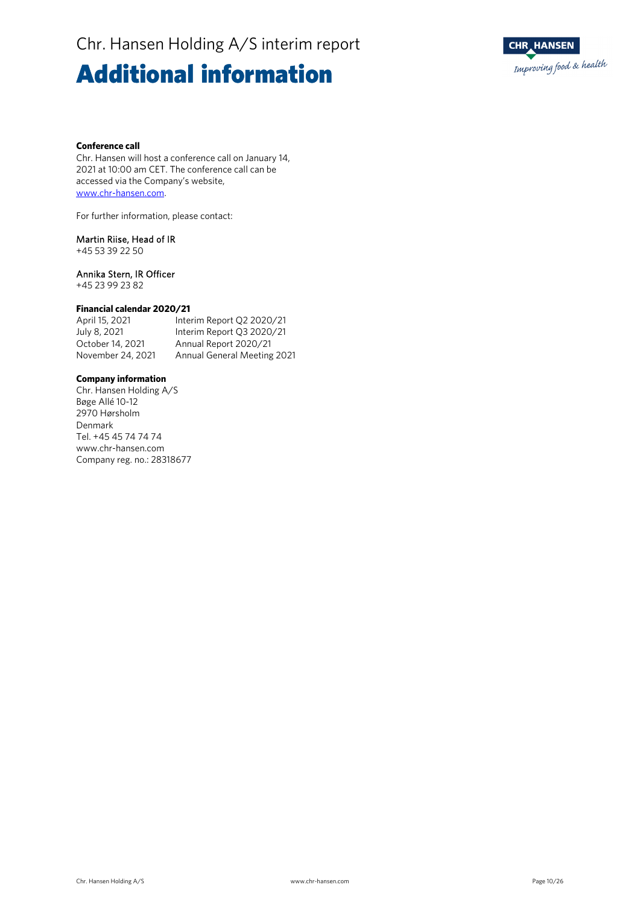# Additional information

**Conference call**

Chr. Hansen will host a conference call on January 14, 2021 at 10:00 am CET. The conference call can be accessed via the Company's website, www.chr-hansen.com.

For further information, please contact:

Martin Riise, Head of IR
+45 53 39 22 50

Annika Stern, IR Officer
+45 23 99 23 82

**Financial calendar 2020/21**

| | |
|---|---|
| April 15, 2021 | Interim Report Q2 2020/21 |
| July 8, 2021 | Interim Report Q3 2020/21 |
| October 14, 2021 | Annual Report 2020/21 |
| November 24, 2021 | Annual General Meeting 2021 |

**Company information**

Chr. Hansen Holding A/S
Bøge Allé 10-12
2970 Hørsholm
Denmark
Tel. +45 45 74 74 74
www.chr-hansen.com
Company reg. no.: 28318677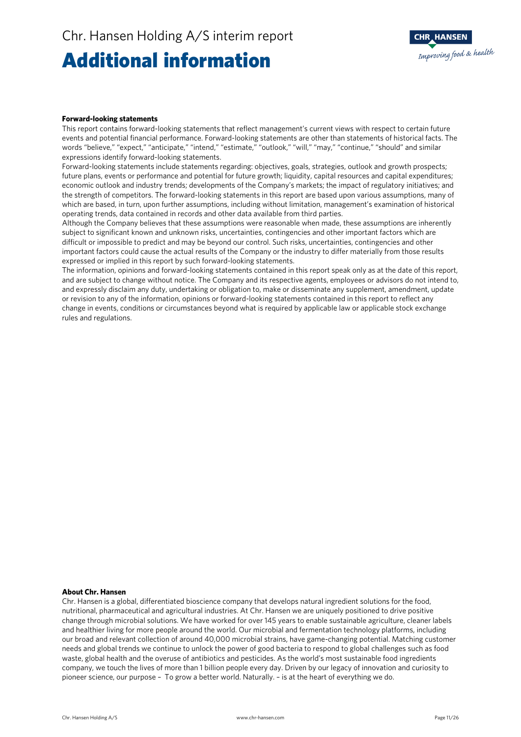# Additional information

**Forward-looking statements**

This report contains forward-looking statements that reflect management's current views with respect to certain future events and potential financial performance. Forward-looking statements are other than statements of historical facts. The words "believe," "expect," "anticipate," "intend," "estimate," "outlook," "will," "may," "continue," "should" and similar expressions identify forward-looking statements.

Forward-looking statements include statements regarding: objectives, goals, strategies, outlook and growth prospects; future plans, events or performance and potential for future growth; liquidity, capital resources and capital expenditures; economic outlook and industry trends; developments of the Company's markets; the impact of regulatory initiatives; and the strength of competitors. The forward-looking statements in this report are based upon various assumptions, many of which are based, in turn, upon further assumptions, including without limitation, management's examination of historical operating trends, data contained in records and other data available from third parties.

Although the Company believes that these assumptions were reasonable when made, these assumptions are inherently subject to significant known and unknown risks, uncertainties, contingencies and other important factors which are difficult or impossible to predict and may be beyond our control. Such risks, uncertainties, contingencies and other important factors could cause the actual results of the Company or the industry to differ materially from those results expressed or implied in this report by such forward-looking statements.

The information, opinions and forward-looking statements contained in this report speak only as at the date of this report, and are subject to change without notice. The Company and its respective agents, employees or advisors do not intend to, and expressly disclaim any duty, undertaking or obligation to, make or disseminate any supplement, amendment, update or revision to any of the information, opinions or forward-looking statements contained in this report to reflect any change in events, conditions or circumstances beyond what is required by applicable law or applicable stock exchange rules and regulations.

**About Chr. Hansen**

Chr. Hansen is a global, differentiated bioscience company that develops natural ingredient solutions for the food, nutritional, pharmaceutical and agricultural industries. At Chr. Hansen we are uniquely positioned to drive positive change through microbial solutions. We have worked for over 145 years to enable sustainable agriculture, cleaner labels and healthier living for more people around the world. Our microbial and fermentation technology platforms, including our broad and relevant collection of around 40,000 microbial strains, have game-changing potential. Matching customer needs and global trends we continue to unlock the power of good bacteria to respond to global challenges such as food waste, global health and the overuse of antibiotics and pesticides. As the world's most sustainable food ingredients company, we touch the lives of more than 1 billion people every day. Driven by our legacy of innovation and curiosity to pioneer science, our purpose – To grow a better world. Naturally. – is at the heart of everything we do.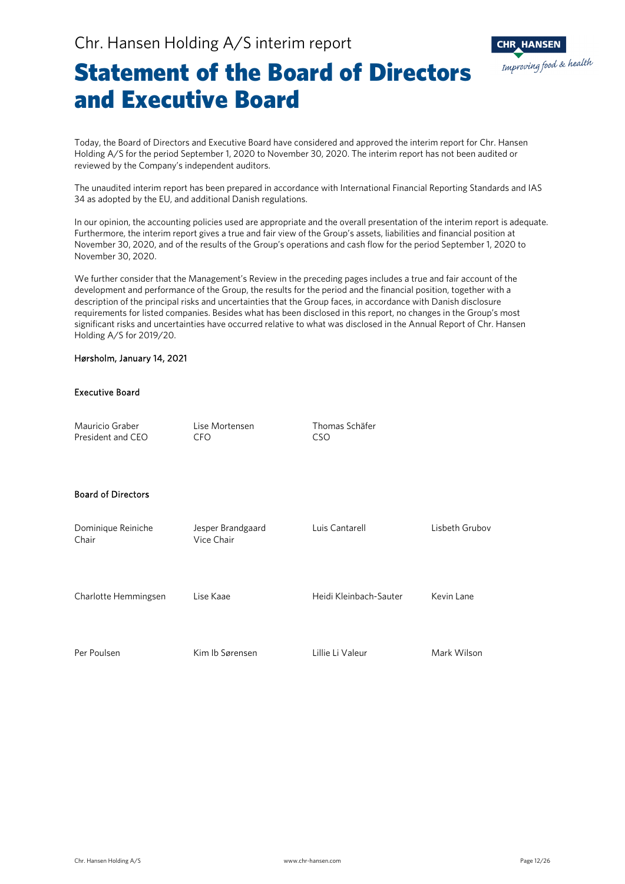# Statement of the Board of Directors and Executive Board

Today, the Board of Directors and Executive Board have considered and approved the interim report for Chr. Hansen Holding A/S for the period September 1, 2020 to November 30, 2020. The interim report has not been audited or reviewed by the Company's independent auditors.

The unaudited interim report has been prepared in accordance with International Financial Reporting Standards and IAS 34 as adopted by the EU, and additional Danish regulations.

In our opinion, the accounting policies used are appropriate and the overall presentation of the interim report is adequate. Furthermore, the interim report gives a true and fair view of the Group's assets, liabilities and financial position at November 30, 2020, and of the results of the Group's operations and cash flow for the period September 1, 2020 to November 30, 2020.

We further consider that the Management's Review in the preceding pages includes a true and fair account of the development and performance of the Group, the results for the period and the financial position, together with a description of the principal risks and uncertainties that the Group faces, in accordance with Danish disclosure requirements for listed companies. Besides what has been disclosed in this report, no changes in the Group's most significant risks and uncertainties have occurred relative to what was disclosed in the Annual Report of Chr. Hansen Holding A/S for 2019/20.

Hørsholm, January 14, 2021

**Executive Board**

| | | |
|---|---|---|
| Mauricio Graber<br>President and CEO | Lise Mortensen<br>CFO | Thomas Schäfer<br>CSO |

**Board of Directors**

| | | | |
|---|---|---|---|
| Dominique Reiniche<br>Chair | Jesper Brandgaard<br>Vice Chair | Luis Cantarell | Lisbeth Grubov |
| Charlotte Hemmingsen | Lise Kaae | Heidi Kleinbach-Sauter | Kevin Lane |
| Per Poulsen | Kim Ib Sørensen | Lillie Li Valeur | Mark Wilson |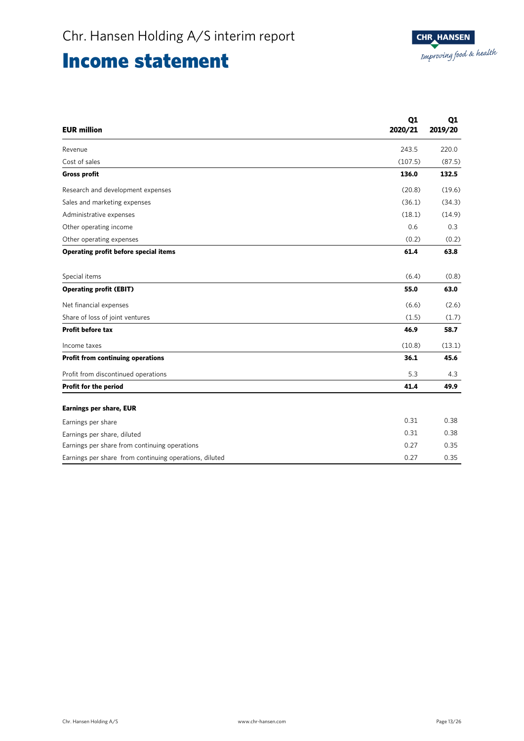# Income statement

| EUR million | Q1 2020/21 | Q1 2019/20 |
|---|---|---|
| Revenue | 243.5 | 220.0 |
| Cost of sales | (107.5) | (87.5) |
| **Gross profit** | **136.0** | **132.5** |
| Research and development expenses | (20.8) | (19.6) |
| Sales and marketing expenses | (36.1) | (34.3) |
| Administrative expenses | (18.1) | (14.9) |
| Other operating income | 0.6 | 0.3 |
| Other operating expenses | (0.2) | (0.2) |
| **Operating profit before special items** | **61.4** | **63.8** |
| Special items | (6.4) | (0.8) |
| **Operating profit (EBIT)** | **55.0** | **63.0** |
| Net financial expenses | (6.6) | (2.6) |
| Share of loss of joint ventures | (1.5) | (1.7) |
| **Profit before tax** | **46.9** | **58.7** |
| Income taxes | (10.8) | (13.1) |
| **Profit from continuing operations** | **36.1** | **45.6** |
| Profit from discontinued operations | 5.3 | 4.3 |
| **Profit for the period** | **41.4** | **49.9** |
| **Earnings per share, EUR** | | |
| Earnings per share | 0.31 | 0.38 |
| Earnings per share, diluted | 0.31 | 0.38 |
| Earnings per share from continuing operations | 0.27 | 0.35 |
| Earnings per share from continuing operations, diluted | 0.27 | 0.35 |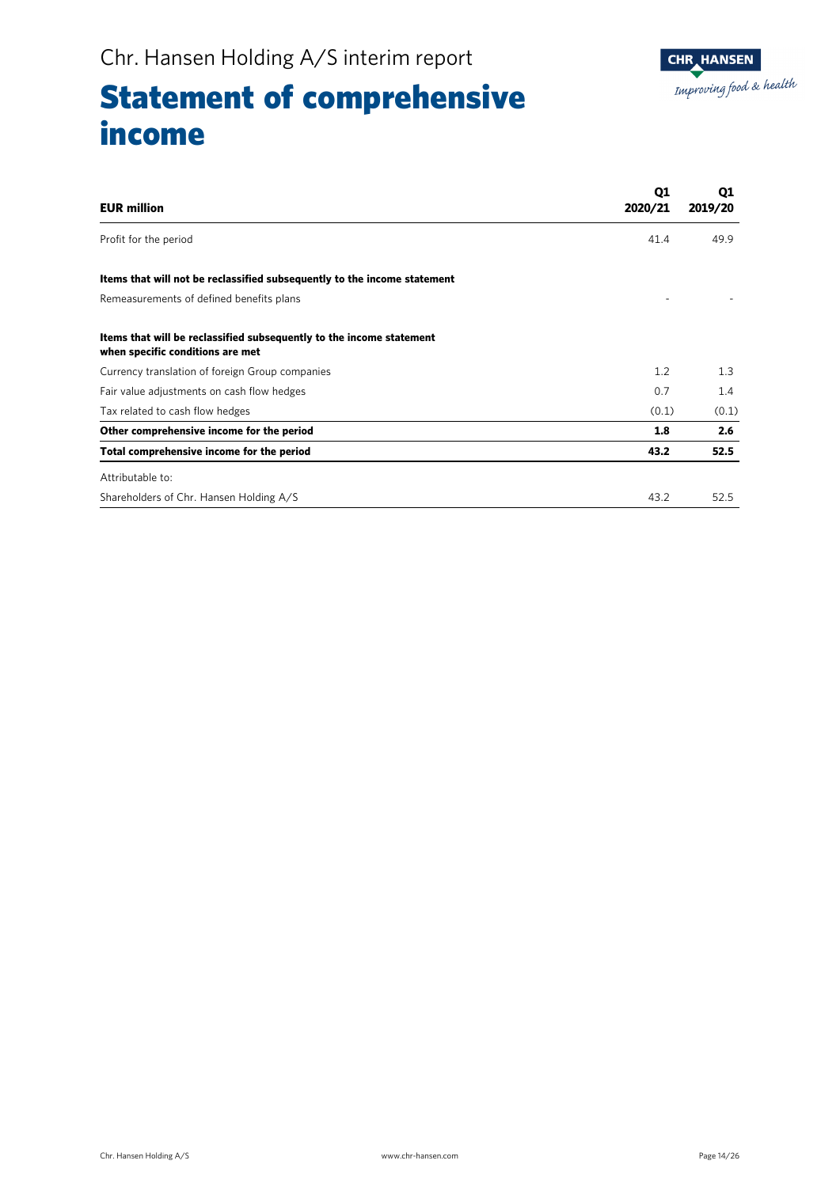Chr. Hansen Holding A/S interim report

# Statement of comprehensive income

| EUR million | Q1 2020/21 | Q1 2019/20 |
|---|---|---|
| Profit for the period | 41.4 | 49.9 |
| **Items that will not be reclassified subsequently to the income statement** | | |
| Remeasurements of defined benefits plans | - | - |
| **Items that will be reclassified subsequently to the income statement when specific conditions are met** | | |
| Currency translation of foreign Group companies | 1.2 | 1.3 |
| Fair value adjustments on cash flow hedges | 0.7 | 1.4 |
| Tax related to cash flow hedges | (0.1) | (0.1) |
| **Other comprehensive income for the period** | **1.8** | **2.6** |
| **Total comprehensive income for the period** | **43.2** | **52.5** |
| Attributable to: | | |
| Shareholders of Chr. Hansen Holding A/S | 43.2 | 52.5 |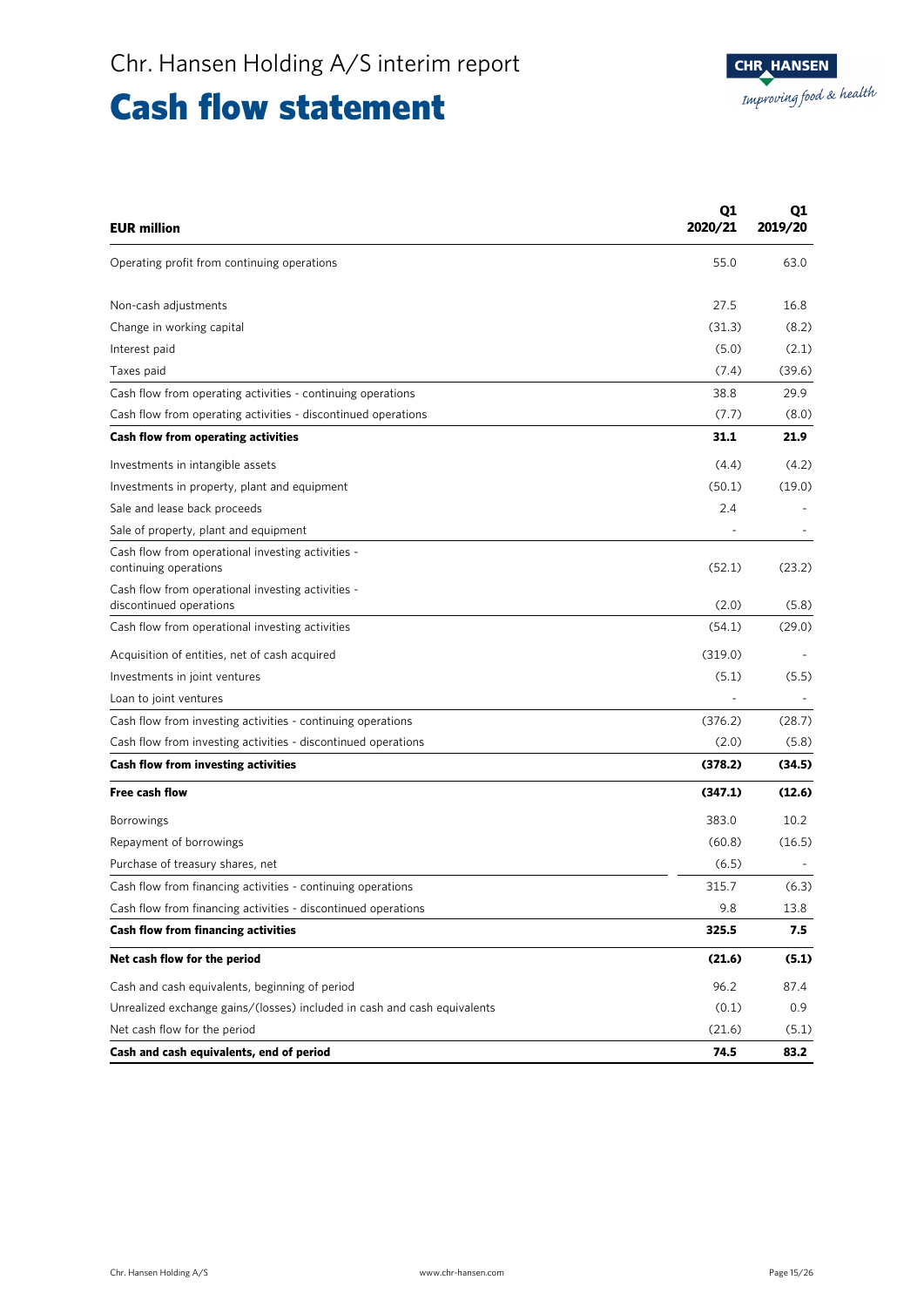# Cash flow statement

| EUR million | Q1 2020/21 | Q1 2019/20 |
|---|---|---|
| Operating profit from continuing operations | 55.0 | 63.0 |
| Non-cash adjustments | 27.5 | 16.8 |
| Change in working capital | (31.3) | (8.2) |
| Interest paid | (5.0) | (2.1) |
| Taxes paid | (7.4) | (39.6) |
| Cash flow from operating activities - continuing operations | 38.8 | 29.9 |
| Cash flow from operating activities - discontinued operations | (7.7) | (8.0) |
| **Cash flow from operating activities** | **31.1** | **21.9** |
| Investments in intangible assets | (4.4) | (4.2) |
| Investments in property, plant and equipment | (50.1) | (19.0) |
| Sale and lease back proceeds | 2.4 | - |
| Sale of property, plant and equipment | - | - |
| Cash flow from operational investing activities - continuing operations | (52.1) | (23.2) |
| Cash flow from operational investing activities - discontinued operations | (2.0) | (5.8) |
| Cash flow from operational investing activities | (54.1) | (29.0) |
| Acquisition of entities, net of cash acquired | (319.0) | - |
| Investments in joint ventures | (5.1) | (5.5) |
| Loan to joint ventures | - | - |
| Cash flow from investing activities - continuing operations | (376.2) | (28.7) |
| Cash flow from investing activities - discontinued operations | (2.0) | (5.8) |
| **Cash flow from investing activities** | **(378.2)** | **(34.5)** |
| **Free cash flow** | **(347.1)** | **(12.6)** |
| Borrowings | 383.0 | 10.2 |
| Repayment of borrowings | (60.8) | (16.5) |
| Purchase of treasury shares, net | (6.5) | - |
| Cash flow from financing activities - continuing operations | 315.7 | (6.3) |
| Cash flow from financing activities - discontinued operations | 9.8 | 13.8 |
| **Cash flow from financing activities** | **325.5** | **7.5** |
| **Net cash flow for the period** | **(21.6)** | **(5.1)** |
| Cash and cash equivalents, beginning of period | 96.2 | 87.4 |
| Unrealized exchange gains/(losses) included in cash and cash equivalents | (0.1) | 0.9 |
| Net cash flow for the period | (21.6) | (5.1) |
| **Cash and cash equivalents, end of period** | **74.5** | **83.2** |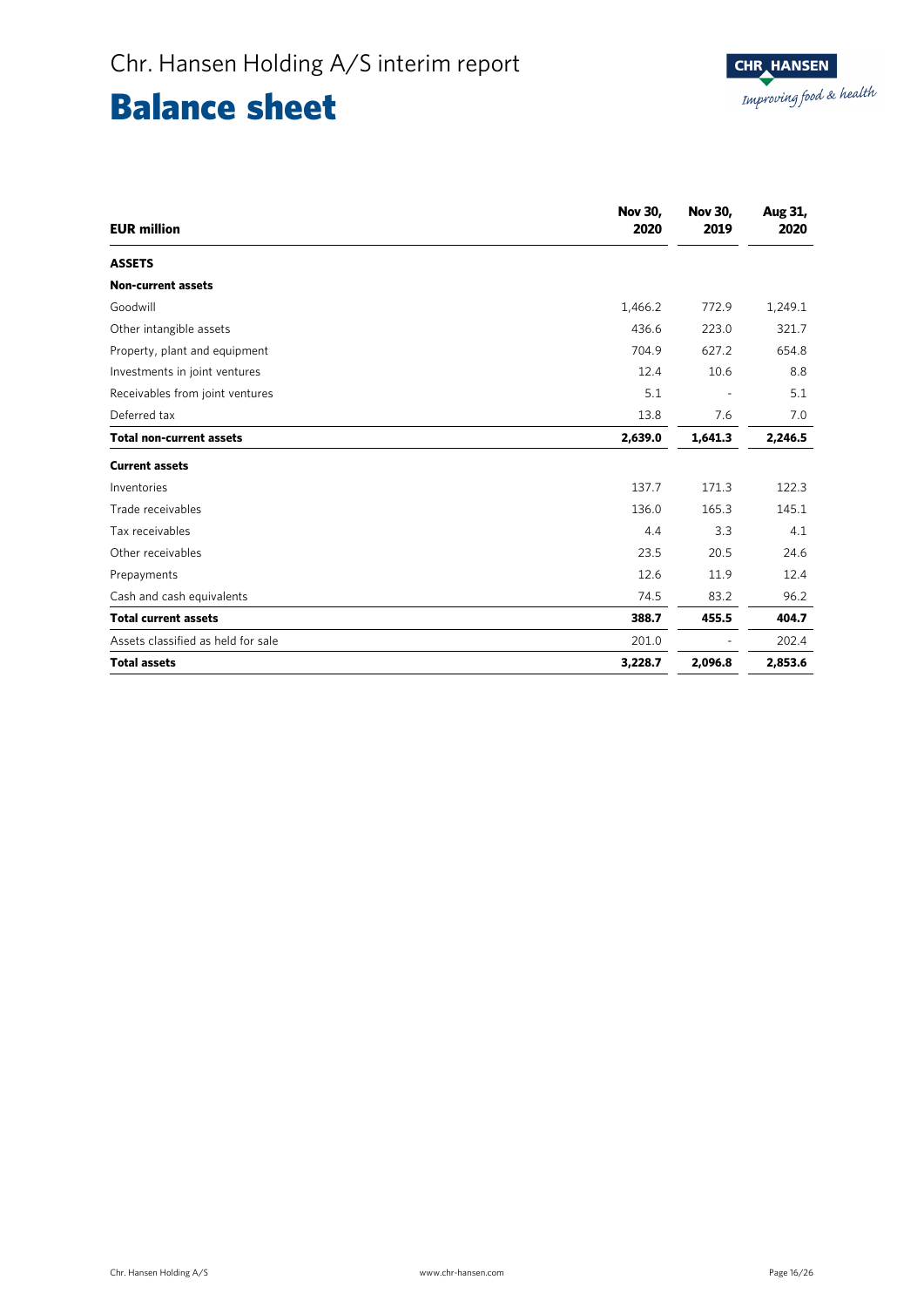# Chr. Hansen Holding A/S interim report

## Balance sheet

| EUR million | Nov 30, 2020 | Nov 30, 2019 | Aug 31, 2020 |
|---|---|---|---|
| **ASSETS** | | | |
| **Non-current assets** | | | |
| Goodwill | 1,466.2 | 772.9 | 1,249.1 |
| Other intangible assets | 436.6 | 223.0 | 321.7 |
| Property, plant and equipment | 704.9 | 627.2 | 654.8 |
| Investments in joint ventures | 12.4 | 10.6 | 8.8 |
| Receivables from joint ventures | 5.1 | - | 5.1 |
| Deferred tax | 13.8 | 7.6 | 7.0 |
| **Total non-current assets** | **2,639.0** | **1,641.3** | **2,246.5** |
| **Current assets** | | | |
| Inventories | 137.7 | 171.3 | 122.3 |
| Trade receivables | 136.0 | 165.3 | 145.1 |
| Tax receivables | 4.4 | 3.3 | 4.1 |
| Other receivables | 23.5 | 20.5 | 24.6 |
| Prepayments | 12.6 | 11.9 | 12.4 |
| Cash and cash equivalents | 74.5 | 83.2 | 96.2 |
| **Total current assets** | **388.7** | **455.5** | **404.7** |
| Assets classified as held for sale | 201.0 | - | 202.4 |
| **Total assets** | **3,228.7** | **2,096.8** | **2,853.6** |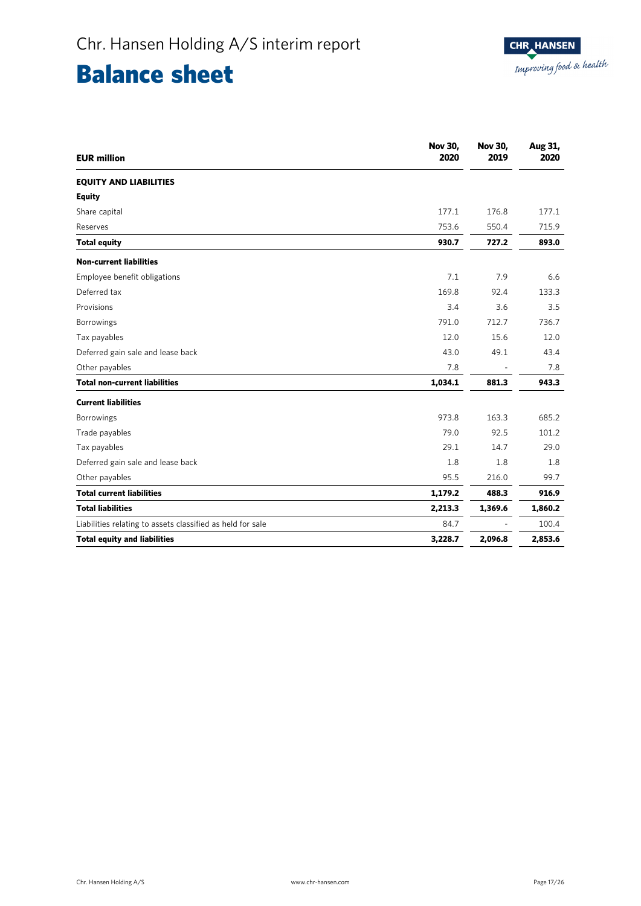# Chr. Hansen Holding A/S interim report

# Balance sheet

| EUR million | Nov 30, 2020 | Nov 30, 2019 | Aug 31, 2020 |
|---|---|---|---|
| **EQUITY AND LIABILITIES** | | | |
| **Equity** | | | |
| Share capital | 177.1 | 176.8 | 177.1 |
| Reserves | 753.6 | 550.4 | 715.9 |
| **Total equity** | **930.7** | **727.2** | **893.0** |
| **Non-current liabilities** | | | |
| Employee benefit obligations | 7.1 | 7.9 | 6.6 |
| Deferred tax | 169.8 | 92.4 | 133.3 |
| Provisions | 3.4 | 3.6 | 3.5 |
| Borrowings | 791.0 | 712.7 | 736.7 |
| Tax payables | 12.0 | 15.6 | 12.0 |
| Deferred gain sale and lease back | 43.0 | 49.1 | 43.4 |
| Other payables | 7.8 | - | 7.8 |
| **Total non-current liabilities** | **1,034.1** | **881.3** | **943.3** |
| **Current liabilities** | | | |
| Borrowings | 973.8 | 163.3 | 685.2 |
| Trade payables | 79.0 | 92.5 | 101.2 |
| Tax payables | 29.1 | 14.7 | 29.0 |
| Deferred gain sale and lease back | 1.8 | 1.8 | 1.8 |
| Other payables | 95.5 | 216.0 | 99.7 |
| **Total current liabilities** | **1,179.2** | **488.3** | **916.9** |
| **Total liabilities** | **2,213.3** | **1,369.6** | **1,860.2** |
| Liabilities relating to assets classified as held for sale | 84.7 | - | 100.4 |
| **Total equity and liabilities** | **3,228.7** | **2,096.8** | **2,853.6** |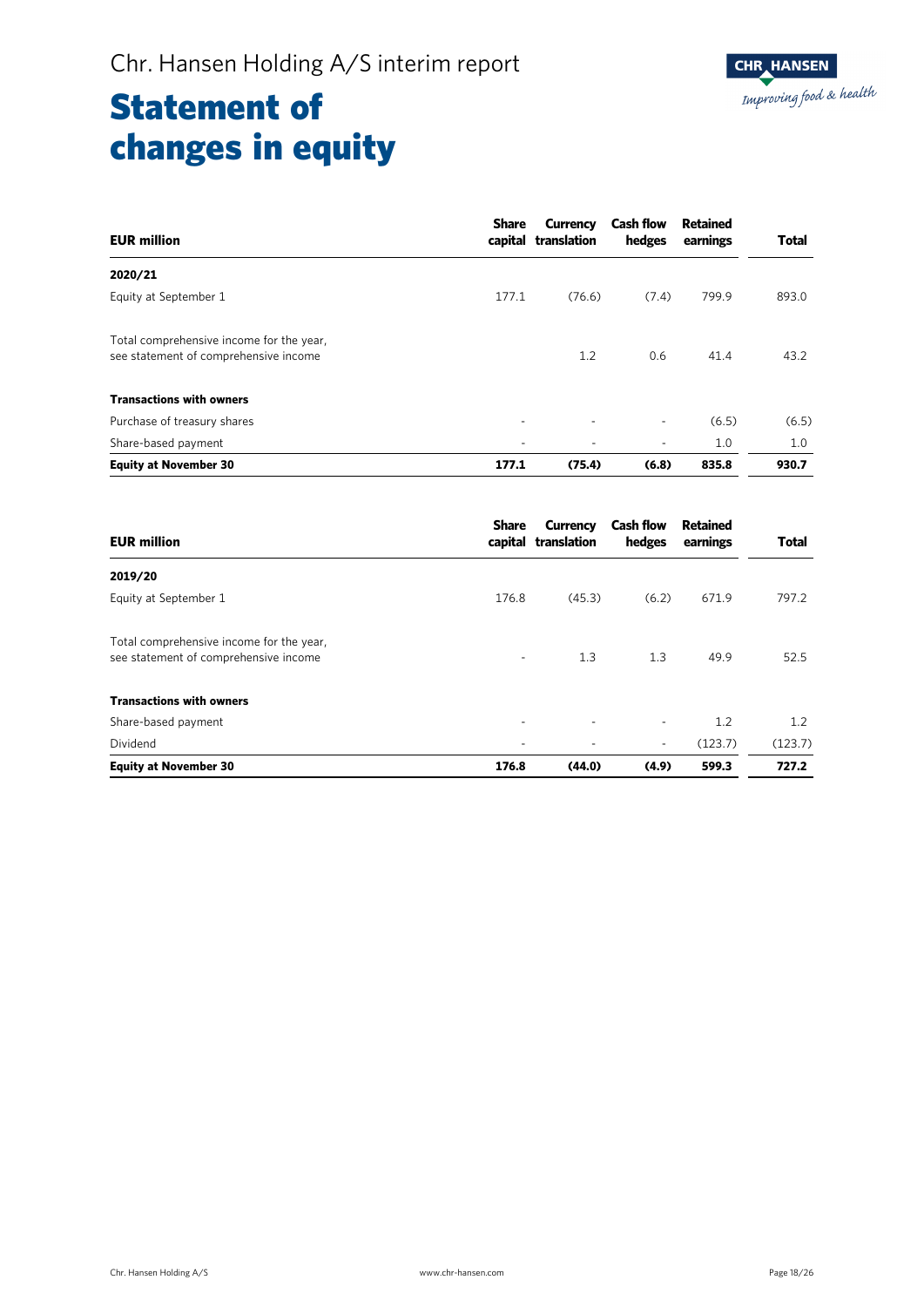# Statement of changes in equity

| EUR million | Share capital | Currency translation | Cash flow hedges | Retained earnings | Total |
|---|---|---|---|---|---|
| **2020/21** | | | | | |
| Equity at September 1 | 177.1 | (76.6) | (7.4) | 799.9 | 893.0 |
| Total comprehensive income for the year, see statement of comprehensive income | | 1.2 | 0.6 | 41.4 | 43.2 |
| **Transactions with owners** | | | | | |
| Purchase of treasury shares | - | - | - | (6.5) | (6.5) |
| Share-based payment | - | - | - | 1.0 | 1.0 |
| **Equity at November 30** | **177.1** | **(75.4)** | **(6.8)** | **835.8** | **930.7** |

| EUR million | Share capital | Currency translation | Cash flow hedges | Retained earnings | Total |
|---|---|---|---|---|---|
| **2019/20** | | | | | |
| Equity at September 1 | 176.8 | (45.3) | (6.2) | 671.9 | 797.2 |
| Total comprehensive income for the year, see statement of comprehensive income | - | 1.3 | 1.3 | 49.9 | 52.5 |
| **Transactions with owners** | | | | | |
| Share-based payment | - | - | - | 1.2 | 1.2 |
| Dividend | - | - | - | (123.7) | (123.7) |
| **Equity at November 30** | **176.8** | **(44.0)** | **(4.9)** | **599.3** | **727.2** |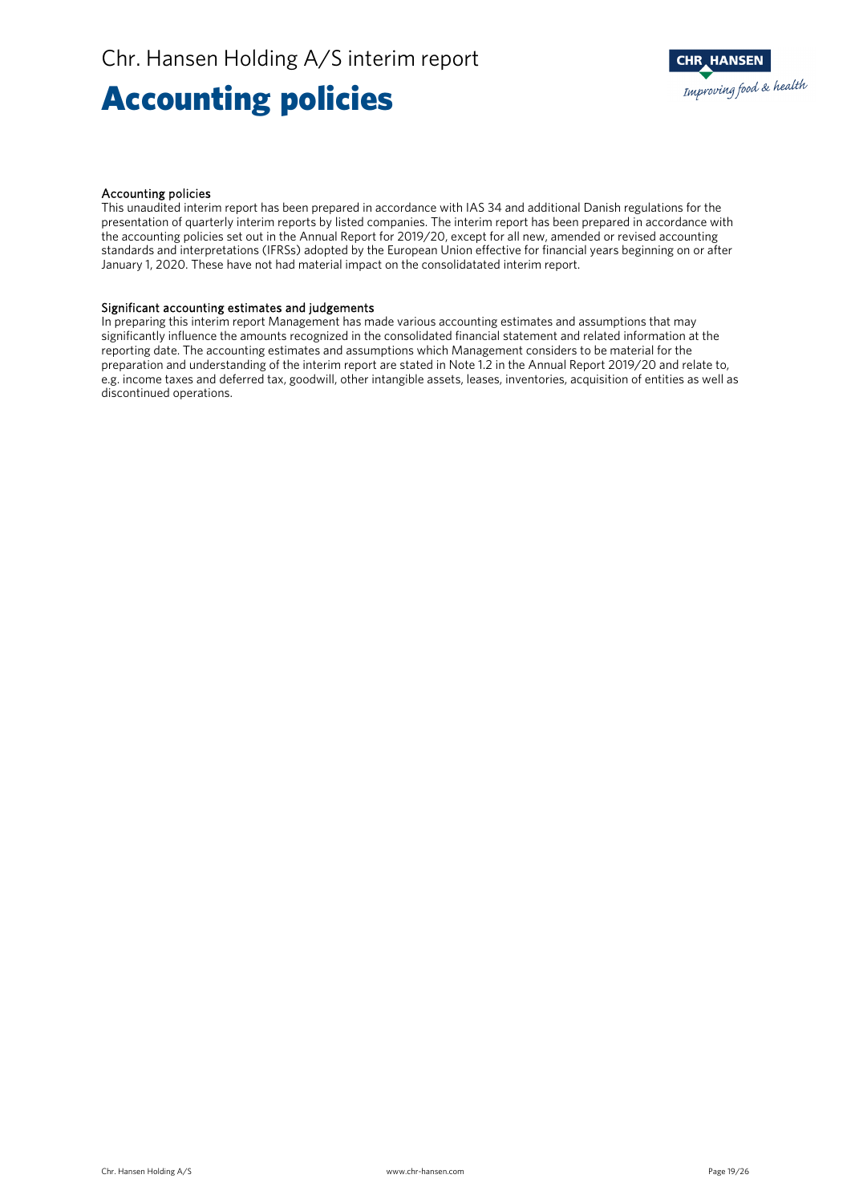# Accounting policies

### Accounting policies

This unaudited interim report has been prepared in accordance with IAS 34 and additional Danish regulations for the presentation of quarterly interim reports by listed companies. The interim report has been prepared in accordance with the accounting policies set out in the Annual Report for 2019/20, except for all new, amended or revised accounting standards and interpretations (IFRSs) adopted by the European Union effective for financial years beginning on or after January 1, 2020. These have not had material impact on the consolidatated interim report.

### Significant accounting estimates and judgements

In preparing this interim report Management has made various accounting estimates and assumptions that may significantly influence the amounts recognized in the consolidated financial statement and related information at the reporting date. The accounting estimates and assumptions which Management considers to be material for the preparation and understanding of the interim report are stated in Note 1.2 in the Annual Report 2019/20 and relate to, e.g. income taxes and deferred tax, goodwill, other intangible assets, leases, inventories, acquisition of entities as well as discontinued operations.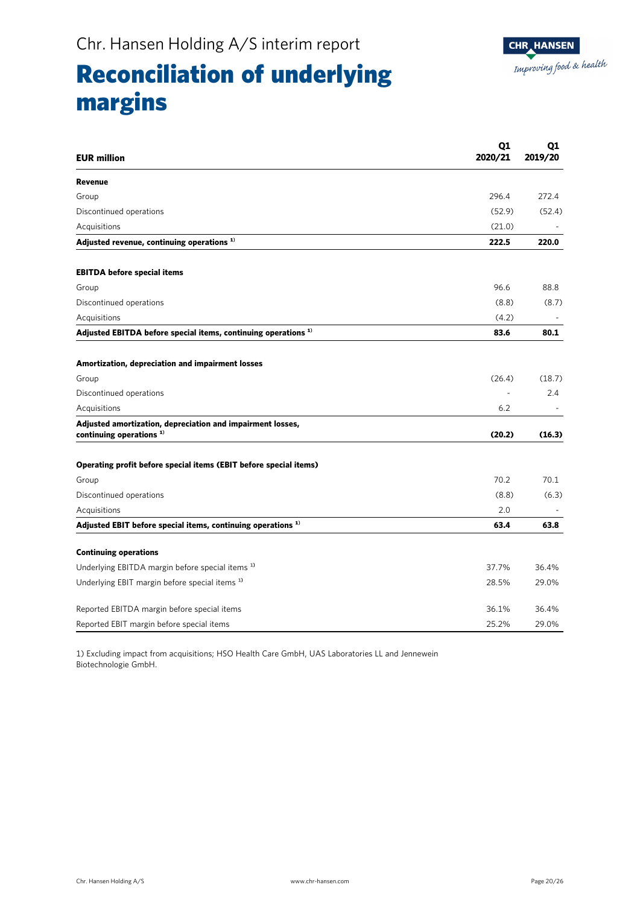Chr. Hansen Holding A/S interim report

# Reconciliation of underlying margins

| EUR million | Q1 2020/21 | Q1 2019/20 |
|---|---|---|
| **Revenue** | | |
| Group | 296.4 | 272.4 |
| Discontinued operations | (52.9) | (52.4) |
| Acquisitions | (21.0) | - |
| **Adjusted revenue, continuing operations [1]** | **222.5** | **220.0** |
| | | |
| **EBITDA before special items** | | |
| Group | 96.6 | 88.8 |
| Discontinued operations | (8.8) | (8.7) |
| Acquisitions | (4.2) | - |
| **Adjusted EBITDA before special items, continuing operations [1]** | **83.6** | **80.1** |
| | | |
| **Amortization, depreciation and impairment losses** | | |
| Group | (26.4) | (18.7) |
| Discontinued operations | - | 2.4 |
| Acquisitions | 6.2 | - |
| **Adjusted amortization, depreciation and impairment losses, continuing operations [1]** | **(20.2)** | **(16.3)** |
| | | |
| **Operating profit before special items (EBIT before special items)** | | |
| Group | 70.2 | 70.1 |
| Discontinued operations | (8.8) | (6.3) |
| Acquisitions | 2.0 | - |
| **Adjusted EBIT before special items, continuing operations [1]** | **63.4** | **63.8** |
| | | |
| **Continuing operations** | | |
| Underlying EBITDA margin before special items [1] | 37.7% | 36.4% |
| Underlying EBIT margin before special items [1] | 28.5% | 29.0% |
| | | |
| Reported EBITDA margin before special items | 36.1% | 36.4% |
| Reported EBIT margin before special items | 25.2% | 29.0% |

1) Excluding impact from acquisitions; HSO Health Care GmbH, UAS Laboratories LL and Jennewein Biotechnologie GmbH.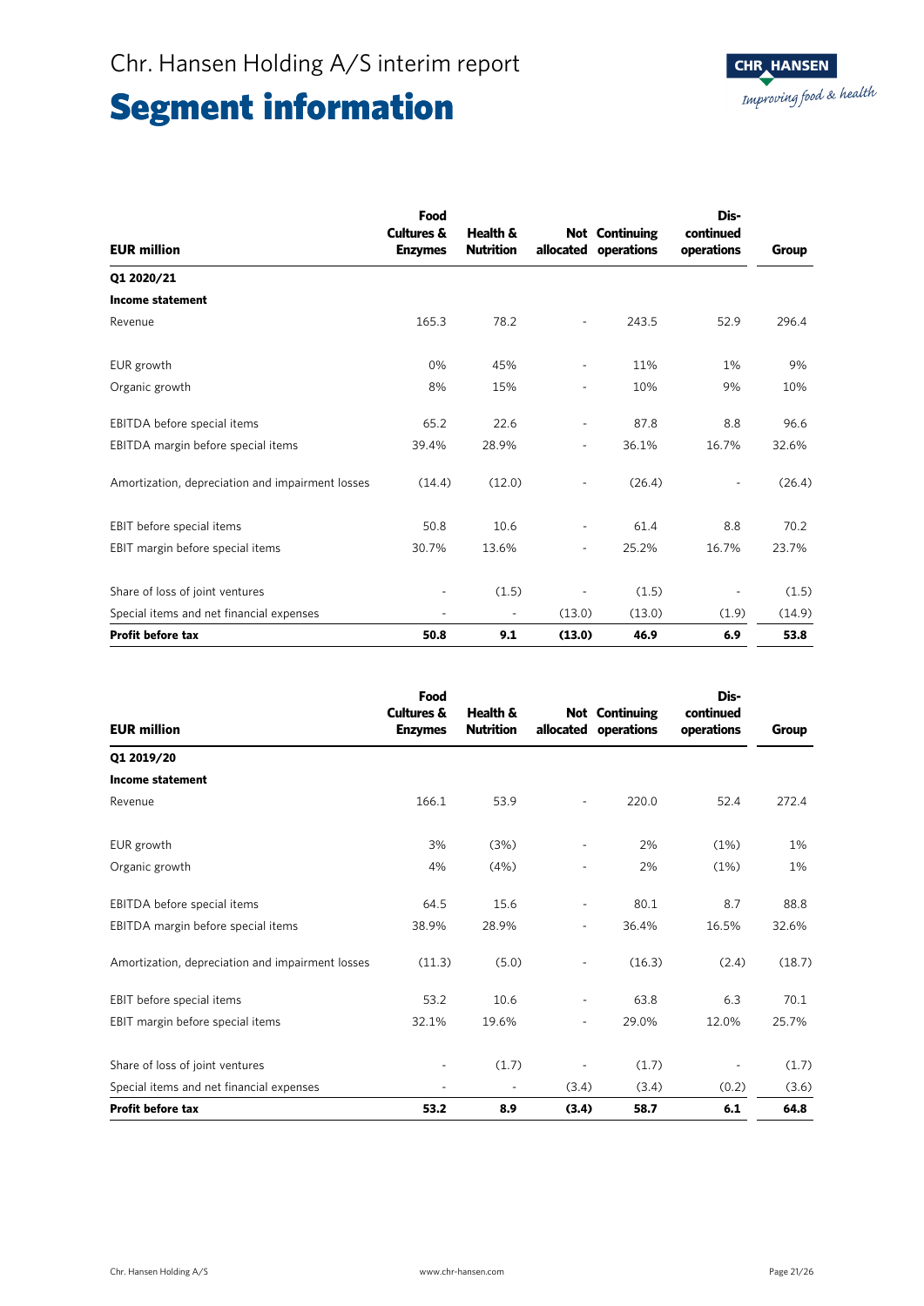# Segment information

| EUR million | Food Cultures & Enzymes | Health & Nutrition | Not allocated | Continuing operations | Dis-continued operations | Group |
|---|---|---|---|---|---|---|
| **Q1 2020/21** | | | | | | |
| **Income statement** | | | | | | |
| Revenue | 165.3 | 78.2 | - | 243.5 | 52.9 | 296.4 |
| EUR growth | 0% | 45% | - | 11% | 1% | 9% |
| Organic growth | 8% | 15% | - | 10% | 9% | 10% |
| EBITDA before special items | 65.2 | 22.6 | - | 87.8 | 8.8 | 96.6 |
| EBITDA margin before special items | 39.4% | 28.9% | - | 36.1% | 16.7% | 32.6% |
| Amortization, depreciation and impairment losses | (14.4) | (12.0) | - | (26.4) | - | (26.4) |
| EBIT before special items | 50.8 | 10.6 | - | 61.4 | 8.8 | 70.2 |
| EBIT margin before special items | 30.7% | 13.6% | - | 25.2% | 16.7% | 23.7% |
| Share of loss of joint ventures | - | (1.5) | - | (1.5) | - | (1.5) |
| Special items and net financial expenses | - | - | (13.0) | (13.0) | (1.9) | (14.9) |
| **Profit before tax** | **50.8** | **9.1** | **(13.0)** | **46.9** | **6.9** | **53.8** |

| EUR million | Food Cultures & Enzymes | Health & Nutrition | Not allocated | Continuing operations | Dis-continued operations | Group |
|---|---|---|---|---|---|---|
| **Q1 2019/20** | | | | | | |
| **Income statement** | | | | | | |
| Revenue | 166.1 | 53.9 | - | 220.0 | 52.4 | 272.4 |
| EUR growth | 3% | (3%) | - | 2% | (1%) | 1% |
| Organic growth | 4% | (4%) | - | 2% | (1%) | 1% |
| EBITDA before special items | 64.5 | 15.6 | - | 80.1 | 8.7 | 88.8 |
| EBITDA margin before special items | 38.9% | 28.9% | - | 36.4% | 16.5% | 32.6% |
| Amortization, depreciation and impairment losses | (11.3) | (5.0) | - | (16.3) | (2.4) | (18.7) |
| EBIT before special items | 53.2 | 10.6 | - | 63.8 | 6.3 | 70.1 |
| EBIT margin before special items | 32.1% | 19.6% | - | 29.0% | 12.0% | 25.7% |
| Share of loss of joint ventures | - | (1.7) | - | (1.7) | - | (1.7) |
| Special items and net financial expenses | - | - | (3.4) | (3.4) | (0.2) | (3.6) |
| **Profit before tax** | **53.2** | **8.9** | **(3.4)** | **58.7** | **6.1** | **64.8** |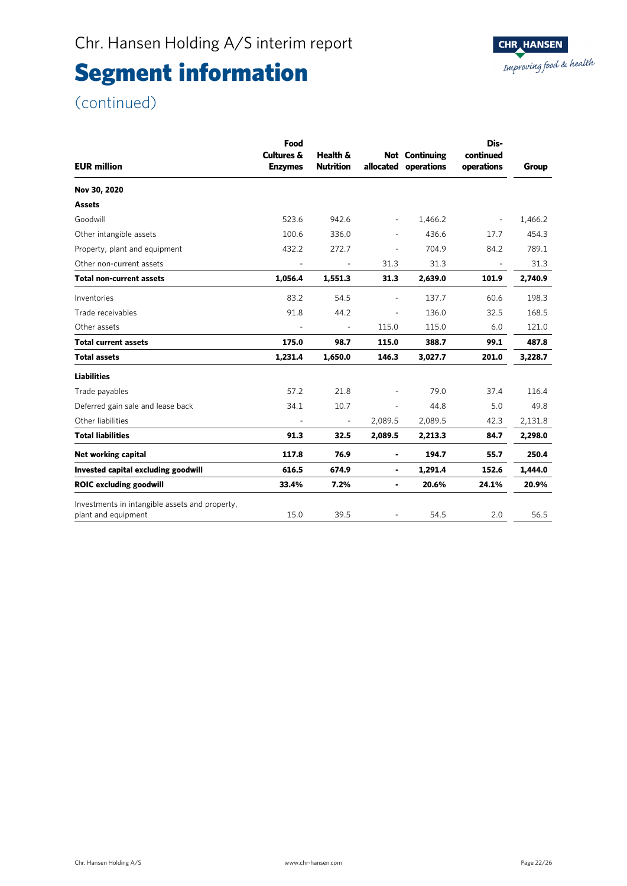# Segment information

(continued)

| EUR million | Food Cultures & Enzymes | Health & Nutrition | Not allocated | Continuing operations | Dis-continued operations | Group |
|---|---|---|---|---|---|---|
| **Nov 30, 2020** | | | | | | |
| **Assets** | | | | | | |
| Goodwill | 523.6 | 942.6 | - | 1,466.2 | - | 1,466.2 |
| Other intangible assets | 100.6 | 336.0 | - | 436.6 | 17.7 | 454.3 |
| Property, plant and equipment | 432.2 | 272.7 | - | 704.9 | 84.2 | 789.1 |
| Other non-current assets | - | - | 31.3 | 31.3 | - | 31.3 |
| **Total non-current assets** | **1,056.4** | **1,551.3** | **31.3** | **2,639.0** | **101.9** | **2,740.9** |
| Inventories | 83.2 | 54.5 | - | 137.7 | 60.6 | 198.3 |
| Trade receivables | 91.8 | 44.2 | - | 136.0 | 32.5 | 168.5 |
| Other assets | - | - | 115.0 | 115.0 | 6.0 | 121.0 |
| **Total current assets** | **175.0** | **98.7** | **115.0** | **388.7** | **99.1** | **487.8** |
| **Total assets** | **1,231.4** | **1,650.0** | **146.3** | **3,027.7** | **201.0** | **3,228.7** |
| **Liabilities** | | | | | | |
| Trade payables | 57.2 | 21.8 | - | 79.0 | 37.4 | 116.4 |
| Deferred gain sale and lease back | 34.1 | 10.7 | - | 44.8 | 5.0 | 49.8 |
| Other liabilities | - | - | 2,089.5 | 2,089.5 | 42.3 | 2,131.8 |
| **Total liabilities** | **91.3** | **32.5** | **2,089.5** | **2,213.3** | **84.7** | **2,298.0** |
| **Net working capital** | **117.8** | **76.9** | **-** | **194.7** | **55.7** | **250.4** |
| **Invested capital excluding goodwill** | **616.5** | **674.9** | **-** | **1,291.4** | **152.6** | **1,444.0** |
| **ROIC excluding goodwill** | **33.4%** | **7.2%** | **-** | **20.6%** | **24.1%** | **20.9%** |
| Investments in intangible assets and property, plant and equipment | 15.0 | 39.5 | - | 54.5 | 2.0 | 56.5 |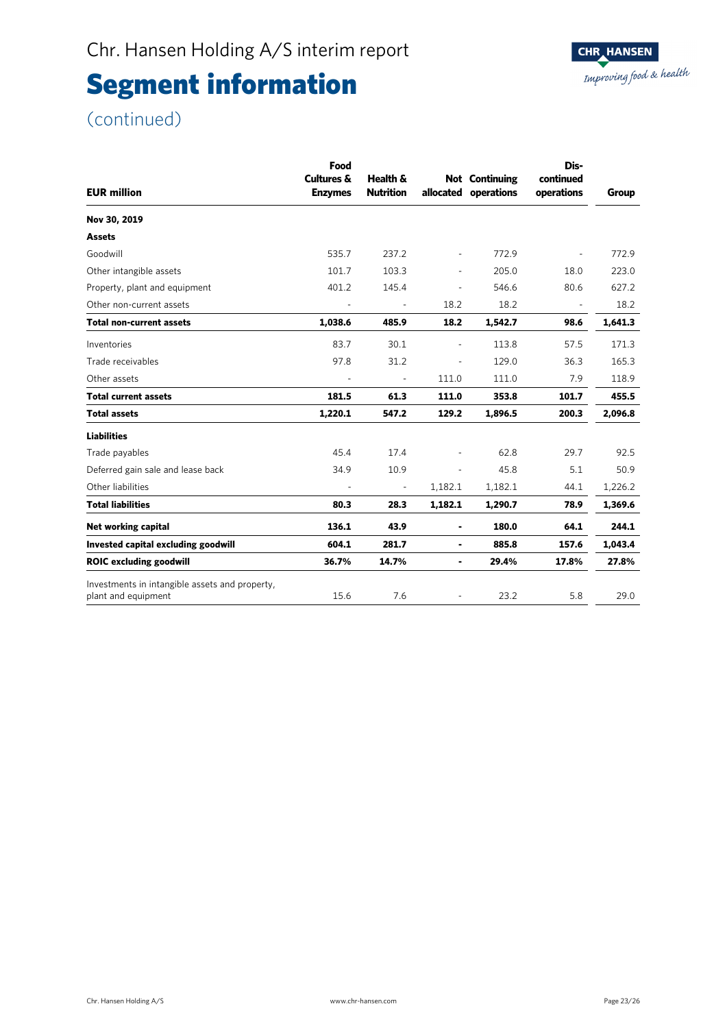# Chr. Hansen Holding A/S interim report

# Segment information

(continued)

| EUR million | Food Cultures & Enzymes | Health & Nutrition | Not allocated | Continuing operations | Dis-continued operations | Group |
|---|---|---|---|---|---|---|
| **Nov 30, 2019** | | | | | | |
| **Assets** | | | | | | |
| Goodwill | 535.7 | 237.2 | - | 772.9 | - | 772.9 |
| Other intangible assets | 101.7 | 103.3 | - | 205.0 | 18.0 | 223.0 |
| Property, plant and equipment | 401.2 | 145.4 | - | 546.6 | 80.6 | 627.2 |
| Other non-current assets | - | - | 18.2 | 18.2 | - | 18.2 |
| **Total non-current assets** | **1,038.6** | **485.9** | **18.2** | **1,542.7** | **98.6** | **1,641.3** |
| Inventories | 83.7 | 30.1 | - | 113.8 | 57.5 | 171.3 |
| Trade receivables | 97.8 | 31.2 | - | 129.0 | 36.3 | 165.3 |
| Other assets | - | - | 111.0 | 111.0 | 7.9 | 118.9 |
| **Total current assets** | **181.5** | **61.3** | **111.0** | **353.8** | **101.7** | **455.5** |
| **Total assets** | **1,220.1** | **547.2** | **129.2** | **1,896.5** | **200.3** | **2,096.8** |
| **Liabilities** | | | | | | |
| Trade payables | 45.4 | 17.4 | - | 62.8 | 29.7 | 92.5 |
| Deferred gain sale and lease back | 34.9 | 10.9 | - | 45.8 | 5.1 | 50.9 |
| Other liabilities | - | - | 1,182.1 | 1,182.1 | 44.1 | 1,226.2 |
| **Total liabilities** | **80.3** | **28.3** | **1,182.1** | **1,290.7** | **78.9** | **1,369.6** |
| **Net working capital** | **136.1** | **43.9** | **-** | **180.0** | **64.1** | **244.1** |
| **Invested capital excluding goodwill** | **604.1** | **281.7** | **-** | **885.8** | **157.6** | **1,043.4** |
| **ROIC excluding goodwill** | **36.7%** | **14.7%** | **-** | **29.4%** | **17.8%** | **27.8%** |
| Investments in intangible assets and property, plant and equipment | 15.6 | 7.6 | - | 23.2 | 5.8 | 29.0 |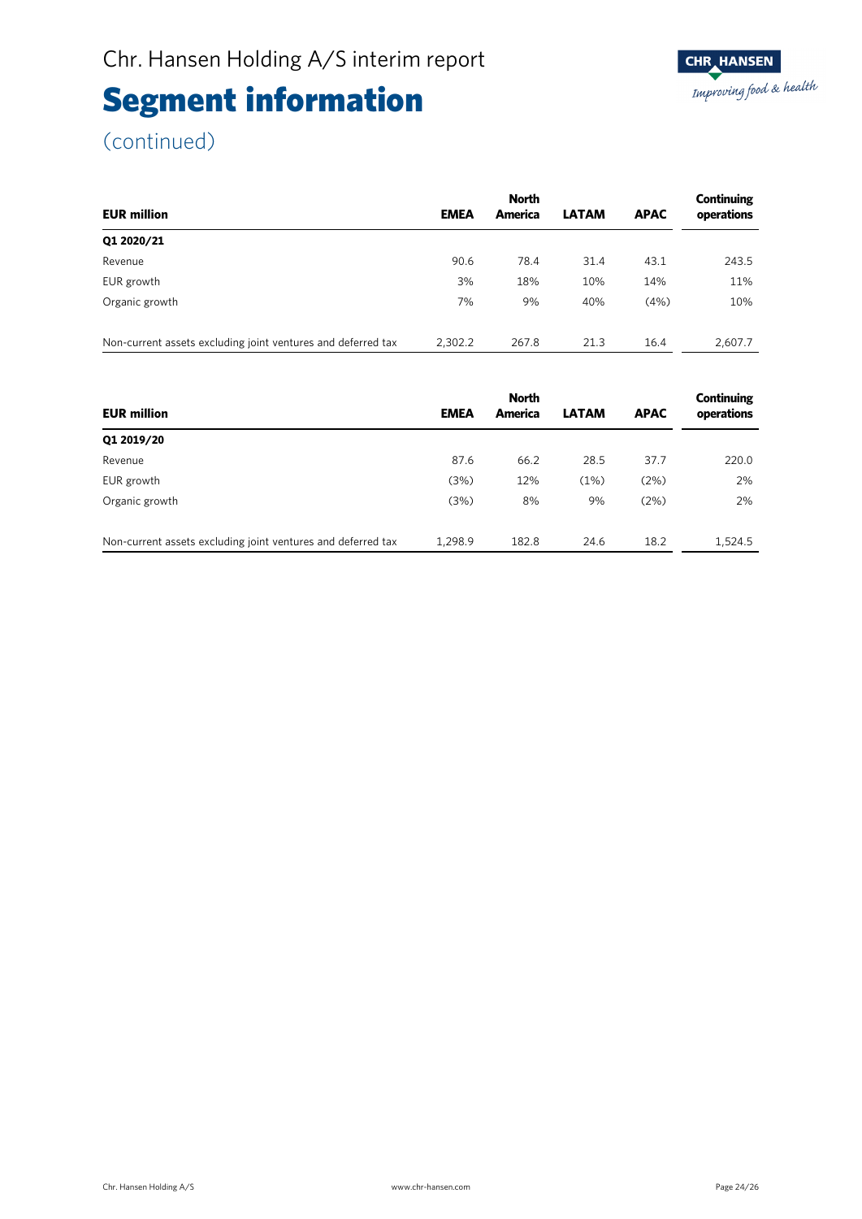# Segment information

(continued)

| EUR million | EMEA | North America | LATAM | APAC | Continuing operations |
|---|---|---|---|---|---|
| **Q1 2020/21** | | | | | |
| Revenue | 90.6 | 78.4 | 31.4 | 43.1 | 243.5 |
| EUR growth | 3% | 18% | 10% | 14% | 11% |
| Organic growth | 7% | 9% | 40% | (4%) | 10% |
| Non-current assets excluding joint ventures and deferred tax | 2,302.2 | 267.8 | 21.3 | 16.4 | 2,607.7 |

| EUR million | EMEA | North America | LATAM | APAC | Continuing operations |
|---|---|---|---|---|---|
| **Q1 2019/20** | | | | | |
| Revenue | 87.6 | 66.2 | 28.5 | 37.7 | 220.0 |
| EUR growth | (3%) | 12% | (1%) | (2%) | 2% |
| Organic growth | (3%) | 8% | 9% | (2%) | 2% |
| Non-current assets excluding joint ventures and deferred tax | 1,298.9 | 182.8 | 24.6 | 18.2 | 1,524.5 |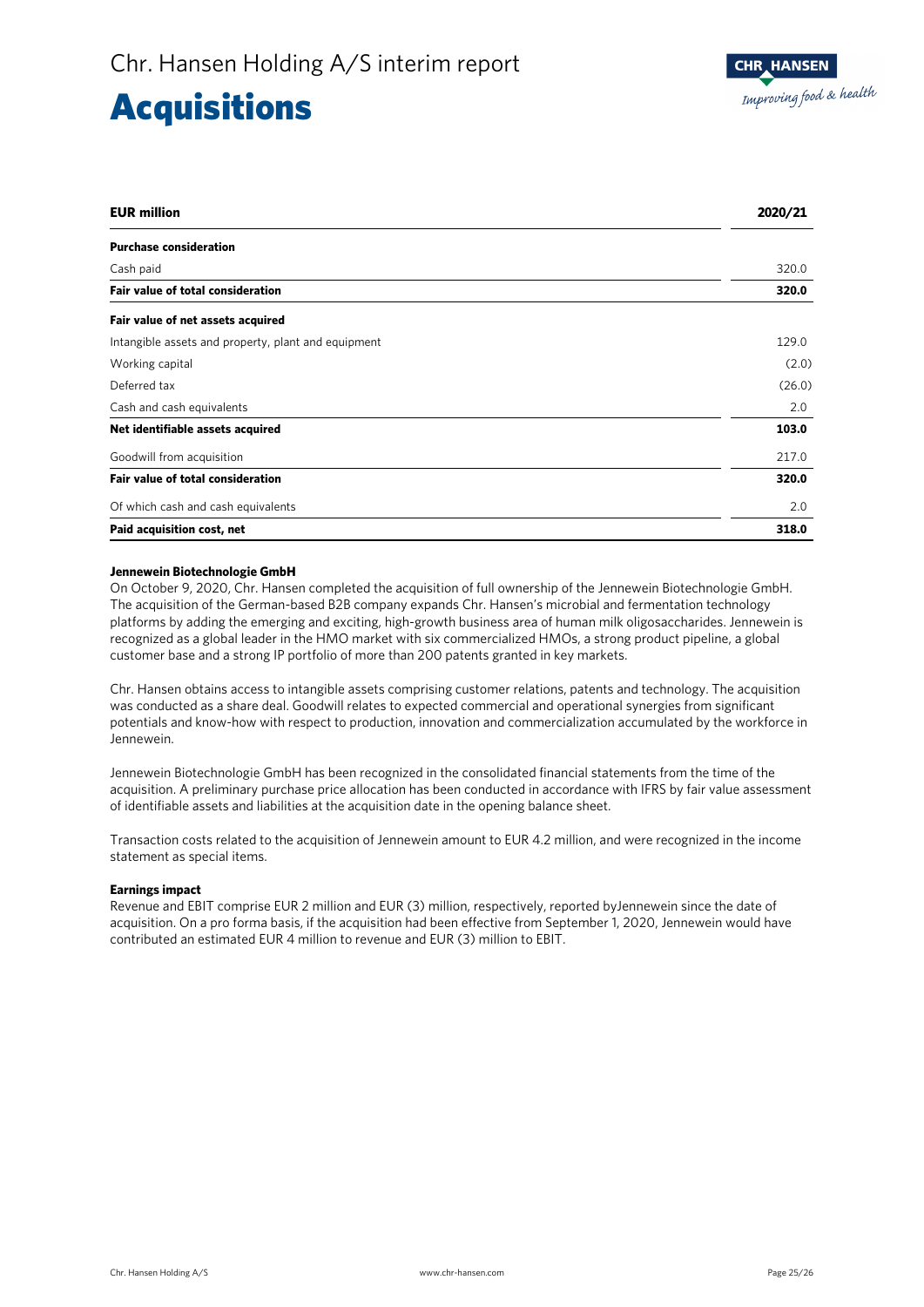# Acquisitions

| EUR million | 2020/21 |
|---|---|
| **Purchase consideration** | |
| Cash paid | 320.0 |
| **Fair value of total consideration** | **320.0** |
| **Fair value of net assets acquired** | |
| Intangible assets and property, plant and equipment | 129.0 |
| Working capital | (2.0) |
| Deferred tax | (26.0) |
| Cash and cash equivalents | 2.0 |
| **Net identifiable assets acquired** | **103.0** |
| Goodwill from acquisition | 217.0 |
| **Fair value of total consideration** | **320.0** |
| Of which cash and cash equivalents | 2.0 |
| **Paid acquisition cost, net** | **318.0** |

**Jennewein Biotechnologie GmbH**

On October 9, 2020, Chr. Hansen completed the acquisition of full ownership of the Jennewein Biotechnologie GmbH. The acquisition of the German-based B2B company expands Chr. Hansen's microbial and fermentation technology platforms by adding the emerging and exciting, high-growth business area of human milk oligosaccharides. Jennewein is recognized as a global leader in the HMO market with six commercialized HMOs, a strong product pipeline, a global customer base and a strong IP portfolio of more than 200 patents granted in key markets.

Chr. Hansen obtains access to intangible assets comprising customer relations, patents and technology. The acquisition was conducted as a share deal. Goodwill relates to expected commercial and operational synergies from significant potentials and know-how with respect to production, innovation and commercialization accumulated by the workforce in Jennewein.

Jennewein Biotechnologie GmbH has been recognized in the consolidated financial statements from the time of the acquisition. A preliminary purchase price allocation has been conducted in accordance with IFRS by fair value assessment of identifiable assets and liabilities at the acquisition date in the opening balance sheet.

Transaction costs related to the acquisition of Jennewein amount to EUR 4.2 million, and were recognized in the income statement as special items.

**Earnings impact**

Revenue and EBIT comprise EUR 2 million and EUR (3) million, respectively, reported byJennewein since the date of acquisition. On a pro forma basis, if the acquisition had been effective from September 1, 2020, Jennewein would have contributed an estimated EUR 4 million to revenue and EUR (3) million to EBIT.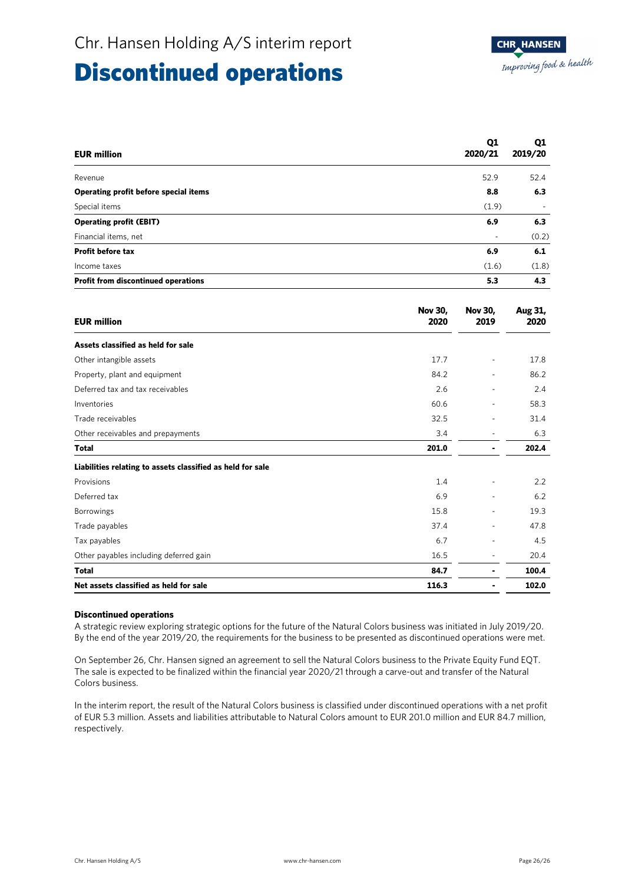# Discontinued operations

| EUR million | Q1 2020/21 | Q1 2019/20 |
|---|---|---|
| Revenue | 52.9 | 52.4 |
| **Operating profit before special items** | **8.8** | **6.3** |
| Special items | (1.9) | - |
| **Operating profit (EBIT)** | **6.9** | **6.3** |
| Financial items, net | - | (0.2) |
| **Profit before tax** | **6.9** | **6.1** |
| Income taxes | (1.6) | (1.8) |
| **Profit from discontinued operations** | **5.3** | **4.3** |

| EUR million | Nov 30, 2020 | Nov 30, 2019 | Aug 31, 2020 |
|---|---|---|---|
| **Assets classified as held for sale** | | | |
| Other intangible assets | 17.7 | - | 17.8 |
| Property, plant and equipment | 84.2 | - | 86.2 |
| Deferred tax and tax receivables | 2.6 | - | 2.4 |
| Inventories | 60.6 | - | 58.3 |
| Trade receivables | 32.5 | - | 31.4 |
| Other receivables and prepayments | 3.4 | - | 6.3 |
| **Total** | **201.0** | **-** | **202.4** |
| **Liabilities relating to assets classified as held for sale** | | | |
| Provisions | 1.4 | - | 2.2 |
| Deferred tax | 6.9 | - | 6.2 |
| Borrowings | 15.8 | - | 19.3 |
| Trade payables | 37.4 | - | 47.8 |
| Tax payables | 6.7 | - | 4.5 |
| Other payables including deferred gain | 16.5 | - | 20.4 |
| **Total** | **84.7** | **-** | **100.4** |
| **Net assets classified as held for sale** | **116.3** | **-** | **102.0** |

**Discontinued operations**

A strategic review exploring strategic options for the future of the Natural Colors business was initiated in July 2019/20. By the end of the year 2019/20, the requirements for the business to be presented as discontinued operations were met.

On September 26, Chr. Hansen signed an agreement to sell the Natural Colors business to the Private Equity Fund EQT. The sale is expected to be finalized within the financial year 2020/21 through a carve-out and transfer of the Natural Colors business.

In the interim report, the result of the Natural Colors business is classified under discontinued operations with a net profit of EUR 5.3 million. Assets and liabilities attributable to Natural Colors amount to EUR 201.0 million and EUR 84.7 million, respectively.